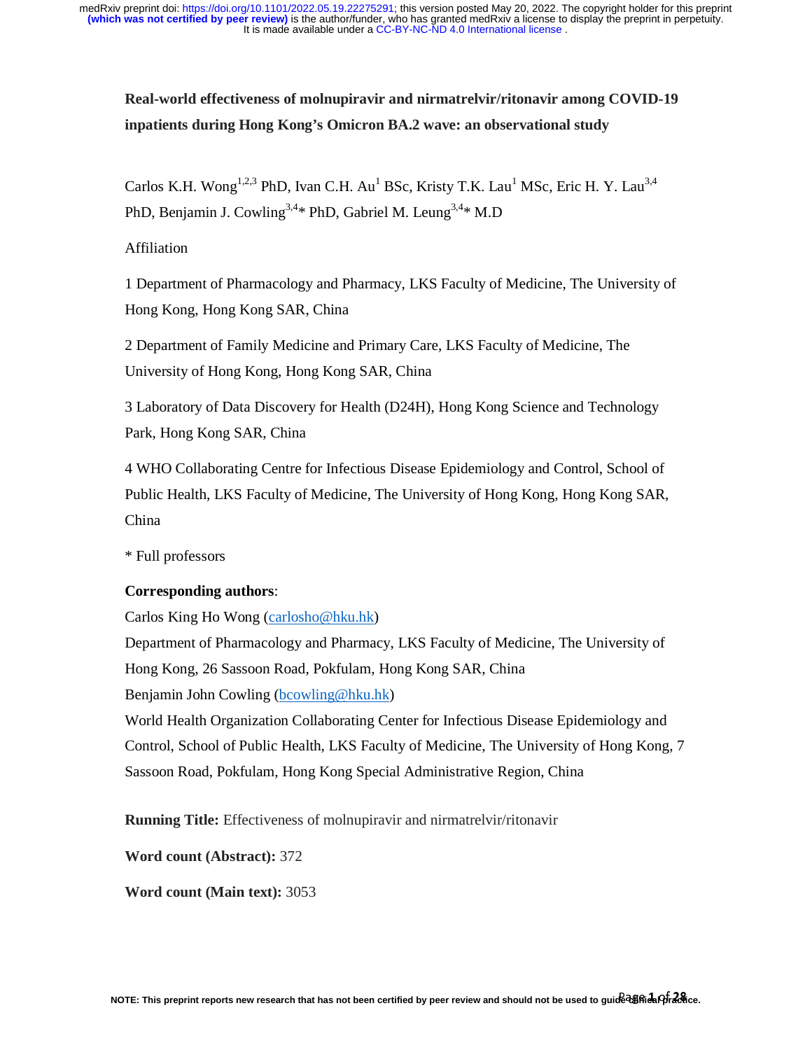**Real-world effectiveness of molnupiravir and nirmatrelvir/ritonavir among COVID-19 inpatients during Hong Kong's Omicron BA.2 wave: an observational study**

Carlos K.H. Wong[1,2,3] PhD, Ivan C.H. Au[1] BSc, Kristy T.K. Lau[1] MSc, Eric H. Y. Lau[3,4] PhD, Benjamin J. Cowling[3,4]* PhD, Gabriel M. Leung[3,4]* M.D

Affiliation

1 Department of Pharmacology and Pharmacy, LKS Faculty of Medicine, The University of Hong Kong, Hong Kong SAR, China

2 Department of Family Medicine and Primary Care, LKS Faculty of Medicine, The University of Hong Kong, Hong Kong SAR, China

3 Laboratory of Data Discovery for Health (D24H), Hong Kong Science and Technology Park, Hong Kong SAR, China

4 WHO Collaborating Centre for Infectious Disease Epidemiology and Control, School of Public Health, LKS Faculty of Medicine, The University of Hong Kong, Hong Kong SAR, China

* Full professors

**Corresponding authors**:

Carlos King Ho Wong (carlosho@hku.hk)
Department of Pharmacology and Pharmacy, LKS Faculty of Medicine, The University of Hong Kong, 26 Sassoon Road, Pokfulam, Hong Kong SAR, China
Benjamin John Cowling (bcowling@hku.hk)
World Health Organization Collaborating Center for Infectious Disease Epidemiology and Control, School of Public Health, LKS Faculty of Medicine, The University of Hong Kong, 7 Sassoon Road, Pokfulam, Hong Kong Special Administrative Region, China

**Running Title:** Effectiveness of molnupiravir and nirmatrelvir/ritonavir

**Word count (Abstract):** 372

**Word count (Main text):** 3053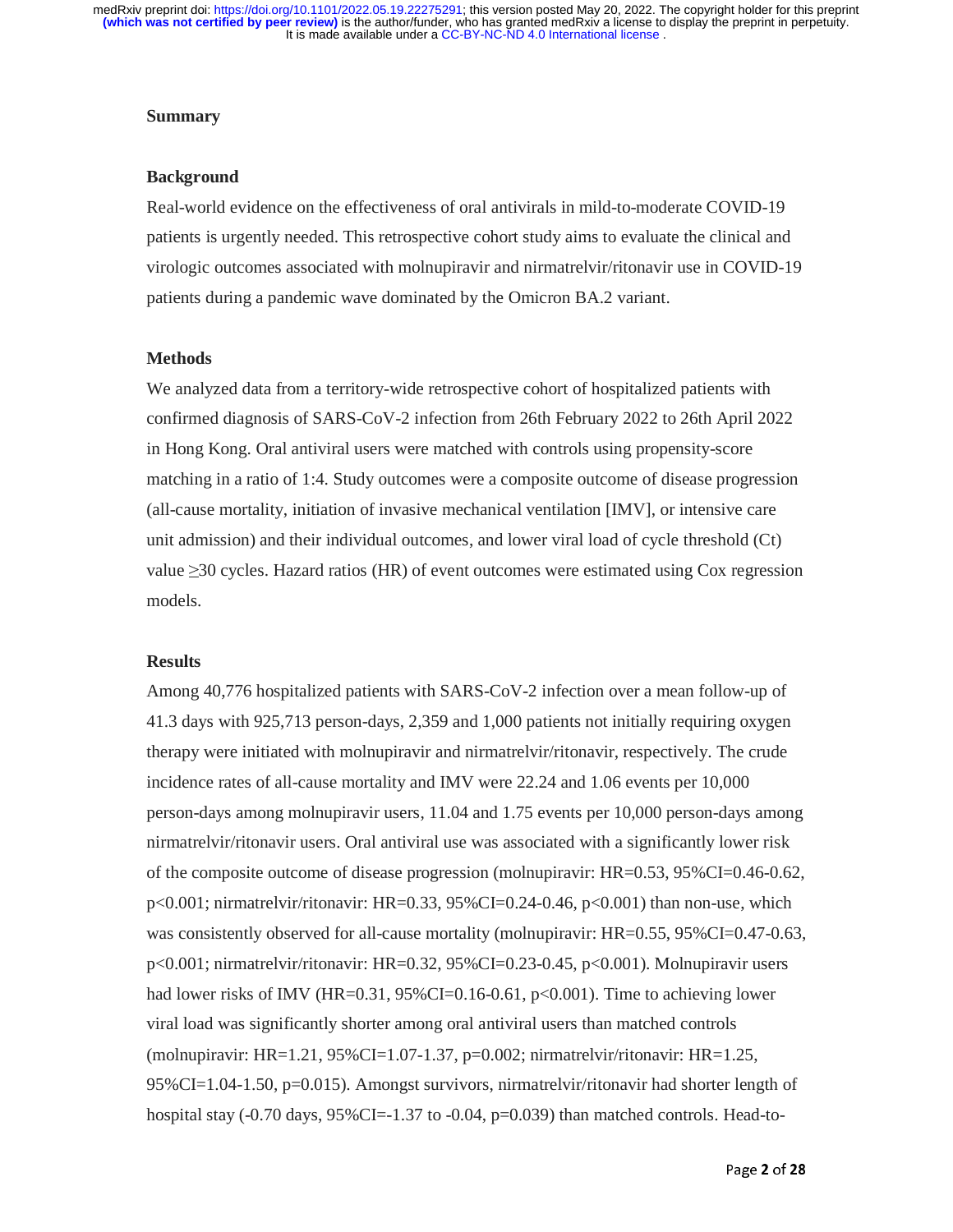## Summary

### Background

Real-world evidence on the effectiveness of oral antivirals in mild-to-moderate COVID-19 patients is urgently needed. This retrospective cohort study aims to evaluate the clinical and virologic outcomes associated with molnupiravir and nirmatrelvir/ritonavir use in COVID-19 patients during a pandemic wave dominated by the Omicron BA.2 variant.

### Methods

We analyzed data from a territory-wide retrospective cohort of hospitalized patients with confirmed diagnosis of SARS-CoV-2 infection from 26th February 2022 to 26th April 2022 in Hong Kong. Oral antiviral users were matched with controls using propensity-score matching in a ratio of 1:4. Study outcomes were a composite outcome of disease progression (all-cause mortality, initiation of invasive mechanical ventilation [IMV], or intensive care unit admission) and their individual outcomes, and lower viral load of cycle threshold (Ct) value ≥30 cycles. Hazard ratios (HR) of event outcomes were estimated using Cox regression models.

### Results

Among 40,776 hospitalized patients with SARS-CoV-2 infection over a mean follow-up of 41.3 days with 925,713 person-days, 2,359 and 1,000 patients not initially requiring oxygen therapy were initiated with molnupiravir and nirmatrelvir/ritonavir, respectively. The crude incidence rates of all-cause mortality and IMV were 22.24 and 1.06 events per 10,000 person-days among molnupiravir users, 11.04 and 1.75 events per 10,000 person-days among nirmatrelvir/ritonavir users. Oral antiviral use was associated with a significantly lower risk of the composite outcome of disease progression (molnupiravir: HR=0.53, 95%CI=0.46-0.62, $p<0.001$; nirmatrelvir/ritonavir: HR=0.33, 95%CI=0.24-0.46, $p<0.001$) than non-use, which was consistently observed for all-cause mortality (molnupiravir: HR=0.55, 95%CI=0.47-0.63, $p<0.001$; nirmatrelvir/ritonavir: HR=0.32, 95%CI=0.23-0.45, $p<0.001$). Molnupiravir users had lower risks of IMV (HR=0.31, 95%CI=0.16-0.61, $p<0.001$). Time to achieving lower viral load was significantly shorter among oral antiviral users than matched controls (molnupiravir: HR=1.21, 95%CI=1.07-1.37, $p=0.002$; nirmatrelvir/ritonavir: HR=1.25, 95%CI=1.04-1.50, $p=0.015$). Amongst survivors, nirmatrelvir/ritonavir had shorter length of hospital stay (-0.70 days, 95%CI=-1.37 to -0.04, $p=0.039$) than matched controls. Head-to-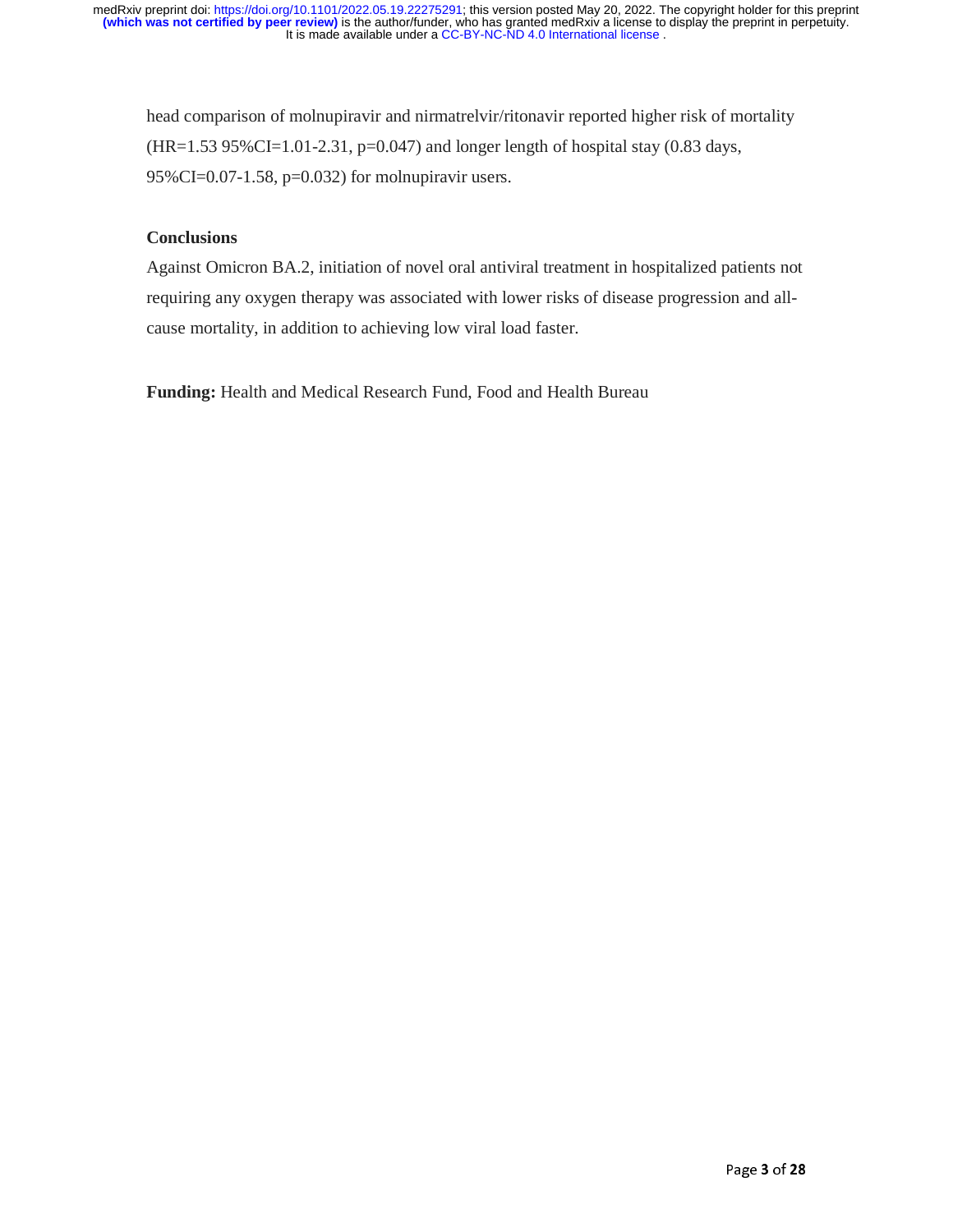head comparison of molnupiravir and nirmatrelvir/ritonavir reported higher risk of mortality (HR=1.53 95%CI=1.01-2.31, p=0.047) and longer length of hospital stay (0.83 days, 95%CI=0.07-1.58, p=0.032) for molnupiravir users.

**Conclusions**

Against Omicron BA.2, initiation of novel oral antiviral treatment in hospitalized patients not requiring any oxygen therapy was associated with lower risks of disease progression and all-cause mortality, in addition to achieving low viral load faster.

**Funding:** Health and Medical Research Fund, Food and Health Bureau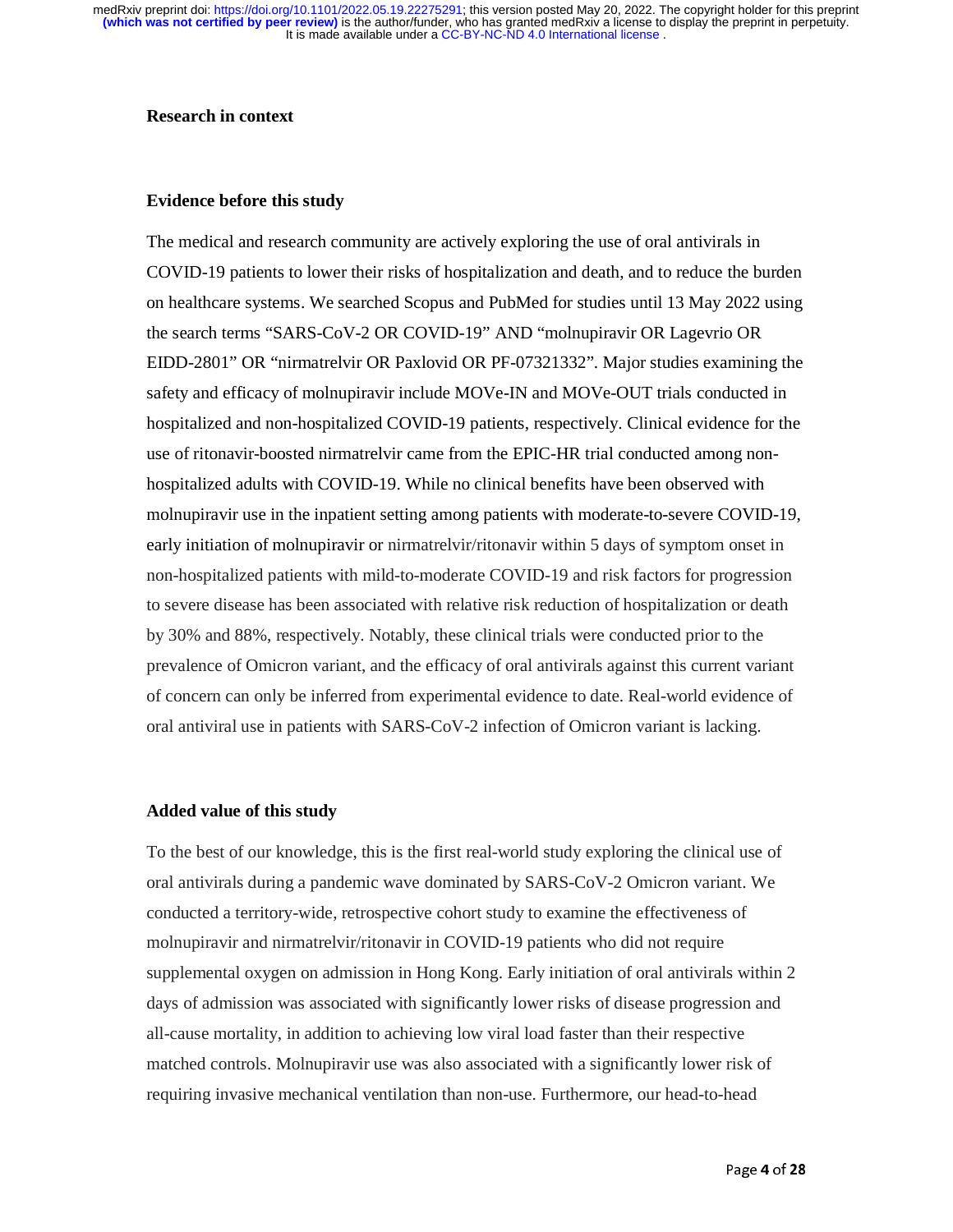## Research in context

### Evidence before this study

The medical and research community are actively exploring the use of oral antivirals in COVID-19 patients to lower their risks of hospitalization and death, and to reduce the burden on healthcare systems. We searched Scopus and PubMed for studies until 13 May 2022 using the search terms "SARS-CoV-2 OR COVID-19" AND "molnupiravir OR Lagevrio OR EIDD-2801" OR "nirmatrelvir OR Paxlovid OR PF-07321332". Major studies examining the safety and efficacy of molnupiravir include MOVe-IN and MOVe-OUT trials conducted in hospitalized and non-hospitalized COVID-19 patients, respectively. Clinical evidence for the use of ritonavir-boosted nirmatrelvir came from the EPIC-HR trial conducted among non-hospitalized adults with COVID-19. While no clinical benefits have been observed with molnupiravir use in the inpatient setting among patients with moderate-to-severe COVID-19, early initiation of molnupiravir or nirmatrelvir/ritonavir within 5 days of symptom onset in non-hospitalized patients with mild-to-moderate COVID-19 and risk factors for progression to severe disease has been associated with relative risk reduction of hospitalization or death by 30% and 88%, respectively. Notably, these clinical trials were conducted prior to the prevalence of Omicron variant, and the efficacy of oral antivirals against this current variant of concern can only be inferred from experimental evidence to date. Real-world evidence of oral antiviral use in patients with SARS-CoV-2 infection of Omicron variant is lacking.

### Added value of this study

To the best of our knowledge, this is the first real-world study exploring the clinical use of oral antivirals during a pandemic wave dominated by SARS-CoV-2 Omicron variant. We conducted a territory-wide, retrospective cohort study to examine the effectiveness of molnupiravir and nirmatrelvir/ritonavir in COVID-19 patients who did not require supplemental oxygen on admission in Hong Kong. Early initiation of oral antivirals within 2 days of admission was associated with significantly lower risks of disease progression and all-cause mortality, in addition to achieving low viral load faster than their respective matched controls. Molnupiravir use was also associated with a significantly lower risk of requiring invasive mechanical ventilation than non-use. Furthermore, our head-to-head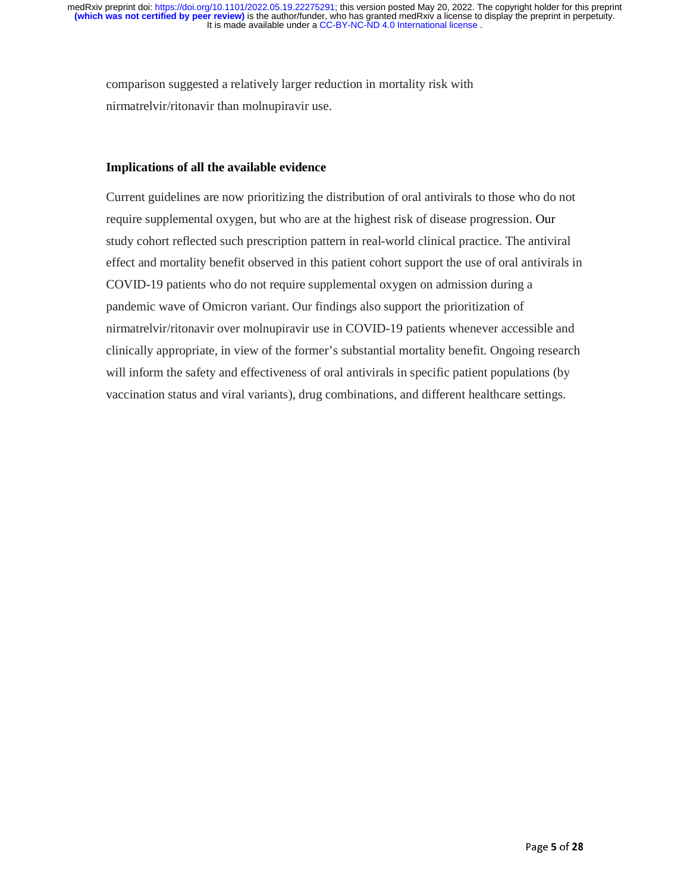comparison suggested a relatively larger reduction in mortality risk with nirmatrelvir/ritonavir than molnupiravir use.

**Implications of all the available evidence**

Current guidelines are now prioritizing the distribution of oral antivirals to those who do not require supplemental oxygen, but who are at the highest risk of disease progression. Our study cohort reflected such prescription pattern in real-world clinical practice. The antiviral effect and mortality benefit observed in this patient cohort support the use of oral antivirals in COVID-19 patients who do not require supplemental oxygen on admission during a pandemic wave of Omicron variant. Our findings also support the prioritization of nirmatrelvir/ritonavir over molnupiravir use in COVID-19 patients whenever accessible and clinically appropriate, in view of the former's substantial mortality benefit. Ongoing research will inform the safety and effectiveness of oral antivirals in specific patient populations (by vaccination status and viral variants), drug combinations, and different healthcare settings.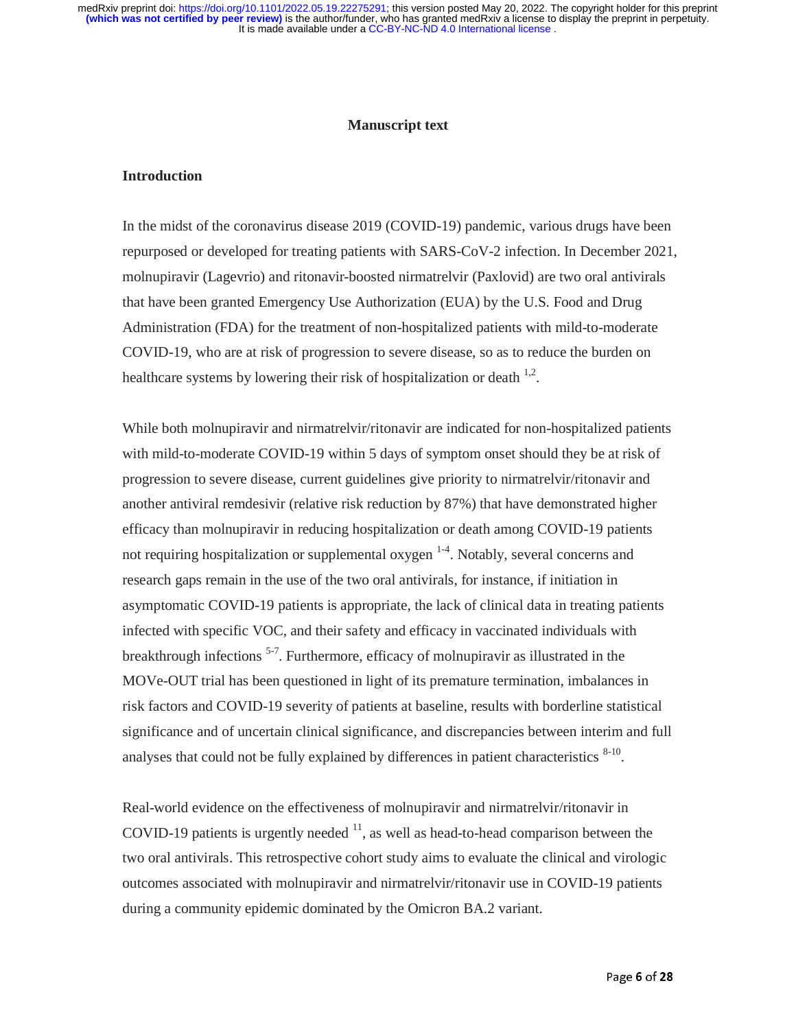## Manuscript text

### Introduction

In the midst of the coronavirus disease 2019 (COVID-19) pandemic, various drugs have been repurposed or developed for treating patients with SARS-CoV-2 infection. In December 2021, molnupiravir (Lagevrio) and ritonavir-boosted nirmatrelvir (Paxlovid) are two oral antivirals that have been granted Emergency Use Authorization (EUA) by the U.S. Food and Drug Administration (FDA) for the treatment of non-hospitalized patients with mild-to-moderate COVID-19, who are at risk of progression to severe disease, so as to reduce the burden on healthcare systems by lowering their risk of hospitalization or death [1,2].

While both molnupiravir and nirmatrelvir/ritonavir are indicated for non-hospitalized patients with mild-to-moderate COVID-19 within 5 days of symptom onset should they be at risk of progression to severe disease, current guidelines give priority to nirmatrelvir/ritonavir and another antiviral remdesivir (relative risk reduction by 87%) that have demonstrated higher efficacy than molnupiravir in reducing hospitalization or death among COVID-19 patients not requiring hospitalization or supplemental oxygen [1-4]. Notably, several concerns and research gaps remain in the use of the two oral antivirals, for instance, if initiation in asymptomatic COVID-19 patients is appropriate, the lack of clinical data in treating patients infected with specific VOC, and their safety and efficacy in vaccinated individuals with breakthrough infections [5-7]. Furthermore, efficacy of molnupiravir as illustrated in the MOVe-OUT trial has been questioned in light of its premature termination, imbalances in risk factors and COVID-19 severity of patients at baseline, results with borderline statistical significance and of uncertain clinical significance, and discrepancies between interim and full analyses that could not be fully explained by differences in patient characteristics [8-10].

Real-world evidence on the effectiveness of molnupiravir and nirmatrelvir/ritonavir in COVID-19 patients is urgently needed [11], as well as head-to-head comparison between the two oral antivirals. This retrospective cohort study aims to evaluate the clinical and virologic outcomes associated with molnupiravir and nirmatrelvir/ritonavir use in COVID-19 patients during a community epidemic dominated by the Omicron BA.2 variant.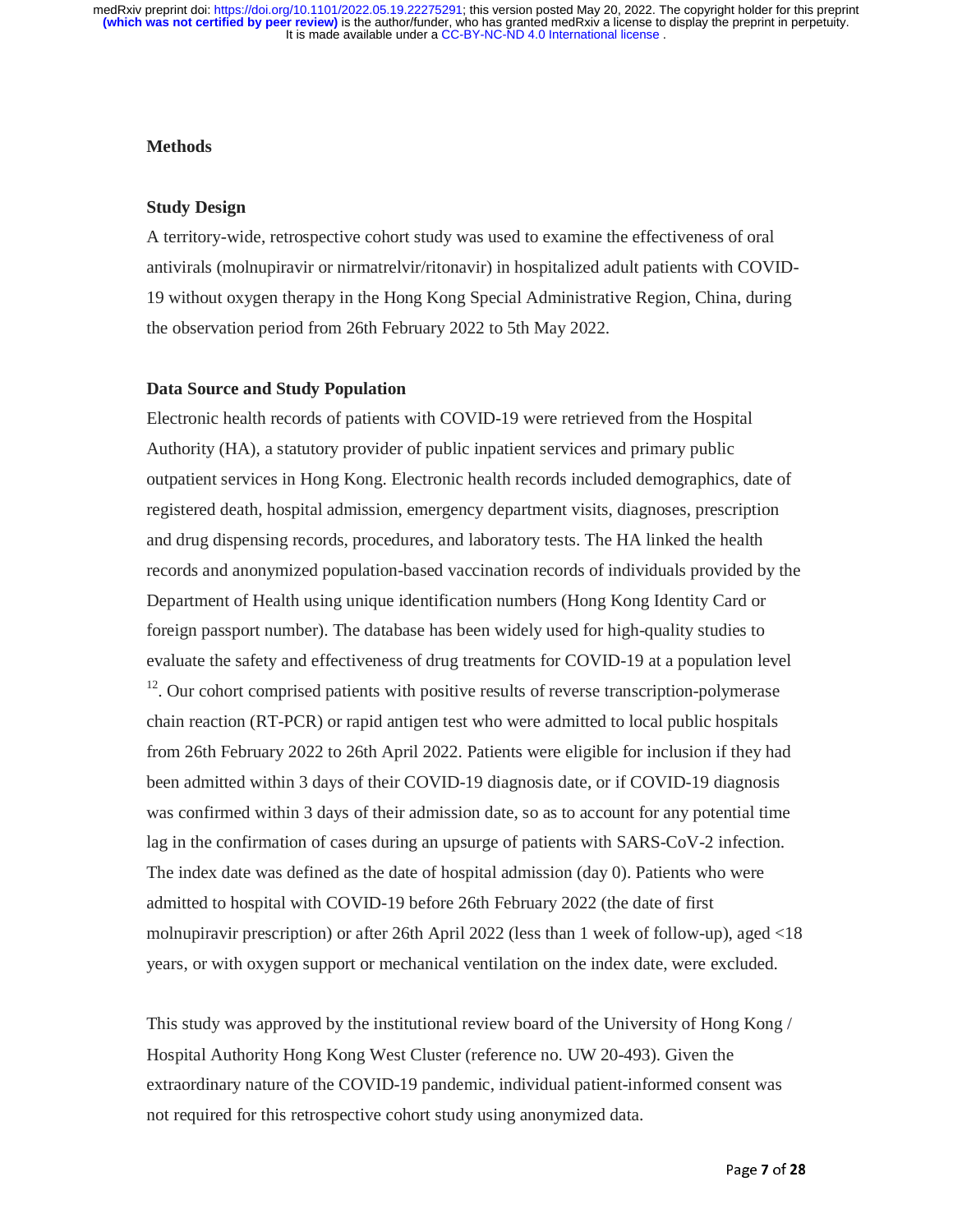## Methods

### Study Design

A territory-wide, retrospective cohort study was used to examine the effectiveness of oral antivirals (molnupiravir or nirmatrelvir/ritonavir) in hospitalized adult patients with COVID-19 without oxygen therapy in the Hong Kong Special Administrative Region, China, during the observation period from 26th February 2022 to 5th May 2022.

### Data Source and Study Population

Electronic health records of patients with COVID-19 were retrieved from the Hospital Authority (HA), a statutory provider of public inpatient services and primary public outpatient services in Hong Kong. Electronic health records included demographics, date of registered death, hospital admission, emergency department visits, diagnoses, prescription and drug dispensing records, procedures, and laboratory tests. The HA linked the health records and anonymized population-based vaccination records of individuals provided by the Department of Health using unique identification numbers (Hong Kong Identity Card or foreign passport number). The database has been widely used for high-quality studies to evaluate the safety and effectiveness of drug treatments for COVID-19 at a population level [12]. Our cohort comprised patients with positive results of reverse transcription-polymerase chain reaction (RT-PCR) or rapid antigen test who were admitted to local public hospitals from 26th February 2022 to 26th April 2022. Patients were eligible for inclusion if they had been admitted within 3 days of their COVID-19 diagnosis date, or if COVID-19 diagnosis was confirmed within 3 days of their admission date, so as to account for any potential time lag in the confirmation of cases during an upsurge of patients with SARS-CoV-2 infection. The index date was defined as the date of hospital admission (day 0). Patients who were admitted to hospital with COVID-19 before 26th February 2022 (the date of first molnupiravir prescription) or after 26th April 2022 (less than 1 week of follow-up), aged <18 years, or with oxygen support or mechanical ventilation on the index date, were excluded.

This study was approved by the institutional review board of the University of Hong Kong / Hospital Authority Hong Kong West Cluster (reference no. UW 20-493). Given the extraordinary nature of the COVID-19 pandemic, individual patient-informed consent was not required for this retrospective cohort study using anonymized data.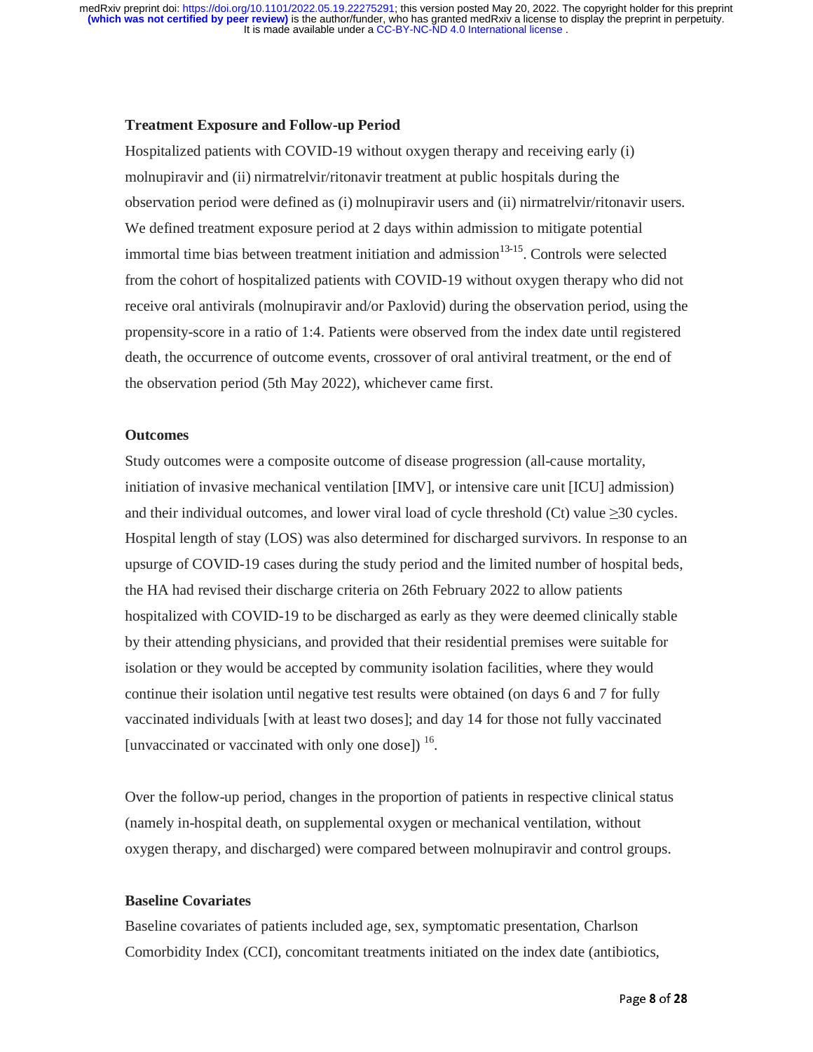**Treatment Exposure and Follow-up Period**

Hospitalized patients with COVID-19 without oxygen therapy and receiving early (i) molnupiravir and (ii) nirmatrelvir/ritonavir treatment at public hospitals during the observation period were defined as (i) molnupiravir users and (ii) nirmatrelvir/ritonavir users. We defined treatment exposure period at 2 days within admission to mitigate potential immortal time bias between treatment initiation and admission[13-15]. Controls were selected from the cohort of hospitalized patients with COVID-19 without oxygen therapy who did not receive oral antivirals (molnupiravir and/or Paxlovid) during the observation period, using the propensity-score in a ratio of 1:4. Patients were observed from the index date until registered death, the occurrence of outcome events, crossover of oral antiviral treatment, or the end of the observation period (5th May 2022), whichever came first.

**Outcomes**

Study outcomes were a composite outcome of disease progression (all-cause mortality, initiation of invasive mechanical ventilation [IMV], or intensive care unit [ICU] admission) and their individual outcomes, and lower viral load of cycle threshold (Ct) value ≥30 cycles. Hospital length of stay (LOS) was also determined for discharged survivors. In response to an upsurge of COVID-19 cases during the study period and the limited number of hospital beds, the HA had revised their discharge criteria on 26th February 2022 to allow patients hospitalized with COVID-19 to be discharged as early as they were deemed clinically stable by their attending physicians, and provided that their residential premises were suitable for isolation or they would be accepted by community isolation facilities, where they would continue their isolation until negative test results were obtained (on days 6 and 7 for fully vaccinated individuals [with at least two doses]; and day 14 for those not fully vaccinated [unvaccinated or vaccinated with only one dose]) [16].

Over the follow-up period, changes in the proportion of patients in respective clinical status (namely in-hospital death, on supplemental oxygen or mechanical ventilation, without oxygen therapy, and discharged) were compared between molnupiravir and control groups.

**Baseline Covariates**

Baseline covariates of patients included age, sex, symptomatic presentation, Charlson Comorbidity Index (CCI), concomitant treatments initiated on the index date (antibiotics,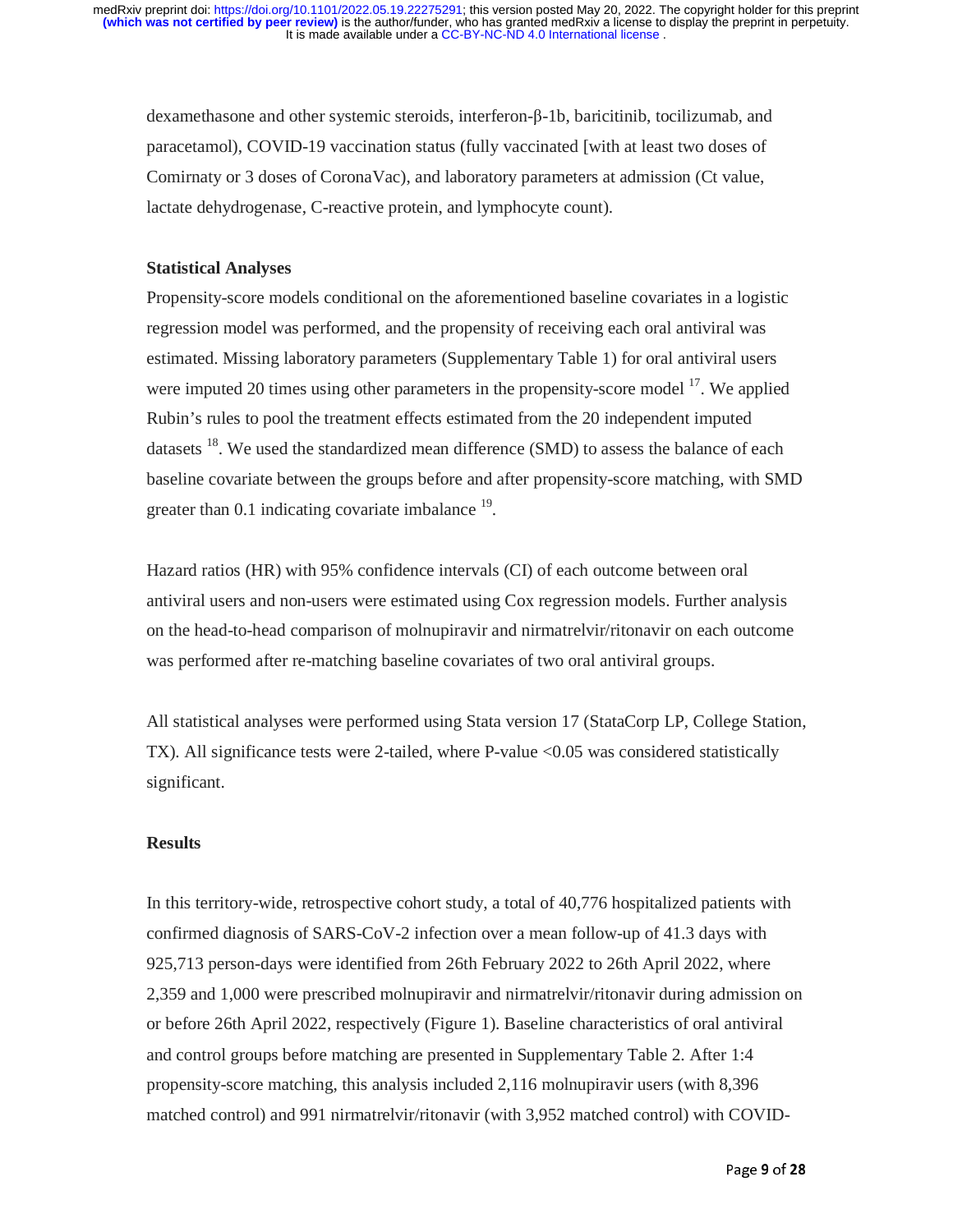dexamethasone and other systemic steroids, interferon-β-1b, baricitinib, tocilizumab, and paracetamol), COVID-19 vaccination status (fully vaccinated [with at least two doses of Comirnaty or 3 doses of CoronaVac), and laboratory parameters at admission (Ct value, lactate dehydrogenase, C-reactive protein, and lymphocyte count).

### Statistical Analyses

Propensity-score models conditional on the aforementioned baseline covariates in a logistic regression model was performed, and the propensity of receiving each oral antiviral was estimated. Missing laboratory parameters (Supplementary Table 1) for oral antiviral users were imputed 20 times using other parameters in the propensity-score model [17]. We applied Rubin's rules to pool the treatment effects estimated from the 20 independent imputed datasets [18]. We used the standardized mean difference (SMD) to assess the balance of each baseline covariate between the groups before and after propensity-score matching, with SMD greater than 0.1 indicating covariate imbalance [19].

Hazard ratios (HR) with 95% confidence intervals (CI) of each outcome between oral antiviral users and non-users were estimated using Cox regression models. Further analysis on the head-to-head comparison of molnupiravir and nirmatrelvir/ritonavir on each outcome was performed after re-matching baseline covariates of two oral antiviral groups.

All statistical analyses were performed using Stata version 17 (StataCorp LP, College Station, TX). All significance tests were 2-tailed, where P-value <0.05 was considered statistically significant.

### Results

In this territory-wide, retrospective cohort study, a total of 40,776 hospitalized patients with confirmed diagnosis of SARS-CoV-2 infection over a mean follow-up of 41.3 days with 925,713 person-days were identified from 26th February 2022 to 26th April 2022, where 2,359 and 1,000 were prescribed molnupiravir and nirmatrelvir/ritonavir during admission on or before 26th April 2022, respectively (Figure 1). Baseline characteristics of oral antiviral and control groups before matching are presented in Supplementary Table 2. After 1:4 propensity-score matching, this analysis included 2,116 molnupiravir users (with 8,396 matched control) and 991 nirmatrelvir/ritonavir (with 3,952 matched control) with COVID-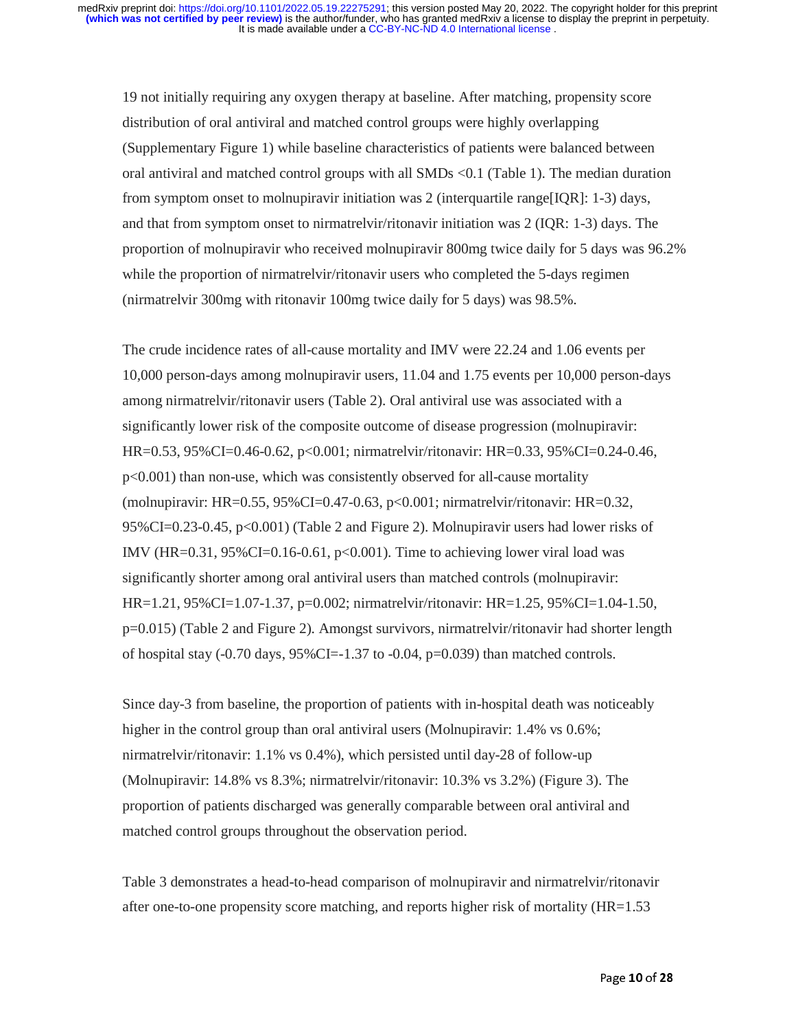19 not initially requiring any oxygen therapy at baseline. After matching, propensity score distribution of oral antiviral and matched control groups were highly overlapping (Supplementary Figure 1) while baseline characteristics of patients were balanced between oral antiviral and matched control groups with all SMDs <0.1 (Table 1). The median duration from symptom onset to molnupiravir initiation was 2 (interquartile range[IQR]: 1-3) days, and that from symptom onset to nirmatrelvir/ritonavir initiation was 2 (IQR: 1-3) days. The proportion of molnupiravir who received molnupiravir 800mg twice daily for 5 days was 96.2% while the proportion of nirmatrelvir/ritonavir users who completed the 5-days regimen (nirmatrelvir 300mg with ritonavir 100mg twice daily for 5 days) was 98.5%.

The crude incidence rates of all-cause mortality and IMV were 22.24 and 1.06 events per 10,000 person-days among molnupiravir users, 11.04 and 1.75 events per 10,000 person-days among nirmatrelvir/ritonavir users (Table 2). Oral antiviral use was associated with a significantly lower risk of the composite outcome of disease progression (molnupiravir: HR=0.53, 95%CI=0.46-0.62, $p<0.001$; nirmatrelvir/ritonavir: HR=0.33, 95%CI=0.24-0.46, $p<0.001$) than non-use, which was consistently observed for all-cause mortality (molnupiravir: HR=0.55, 95%CI=0.47-0.63, $p<0.001$; nirmatrelvir/ritonavir: HR=0.32, 95%CI=0.23-0.45, $p<0.001$) (Table 2 and Figure 2). Molnupiravir users had lower risks of IMV (HR=0.31, 95%CI=0.16-0.61, $p<0.001$). Time to achieving lower viral load was significantly shorter among oral antiviral users than matched controls (molnupiravir: HR=1.21, 95%CI=1.07-1.37, $p=0.002$; nirmatrelvir/ritonavir: HR=1.25, 95%CI=1.04-1.50, $p=0.015$) (Table 2 and Figure 2). Amongst survivors, nirmatrelvir/ritonavir had shorter length of hospital stay (-0.70 days, 95%CI=-1.37 to -0.04, $p=0.039$) than matched controls.

Since day-3 from baseline, the proportion of patients with in-hospital death was noticeably higher in the control group than oral antiviral users (Molnupiravir: 1.4% vs 0.6%; nirmatrelvir/ritonavir: 1.1% vs 0.4%), which persisted until day-28 of follow-up (Molnupiravir: 14.8% vs 8.3%; nirmatrelvir/ritonavir: 10.3% vs 3.2%) (Figure 3). The proportion of patients discharged was generally comparable between oral antiviral and matched control groups throughout the observation period.

Table 3 demonstrates a head-to-head comparison of molnupiravir and nirmatrelvir/ritonavir after one-to-one propensity score matching, and reports higher risk of mortality (HR=1.53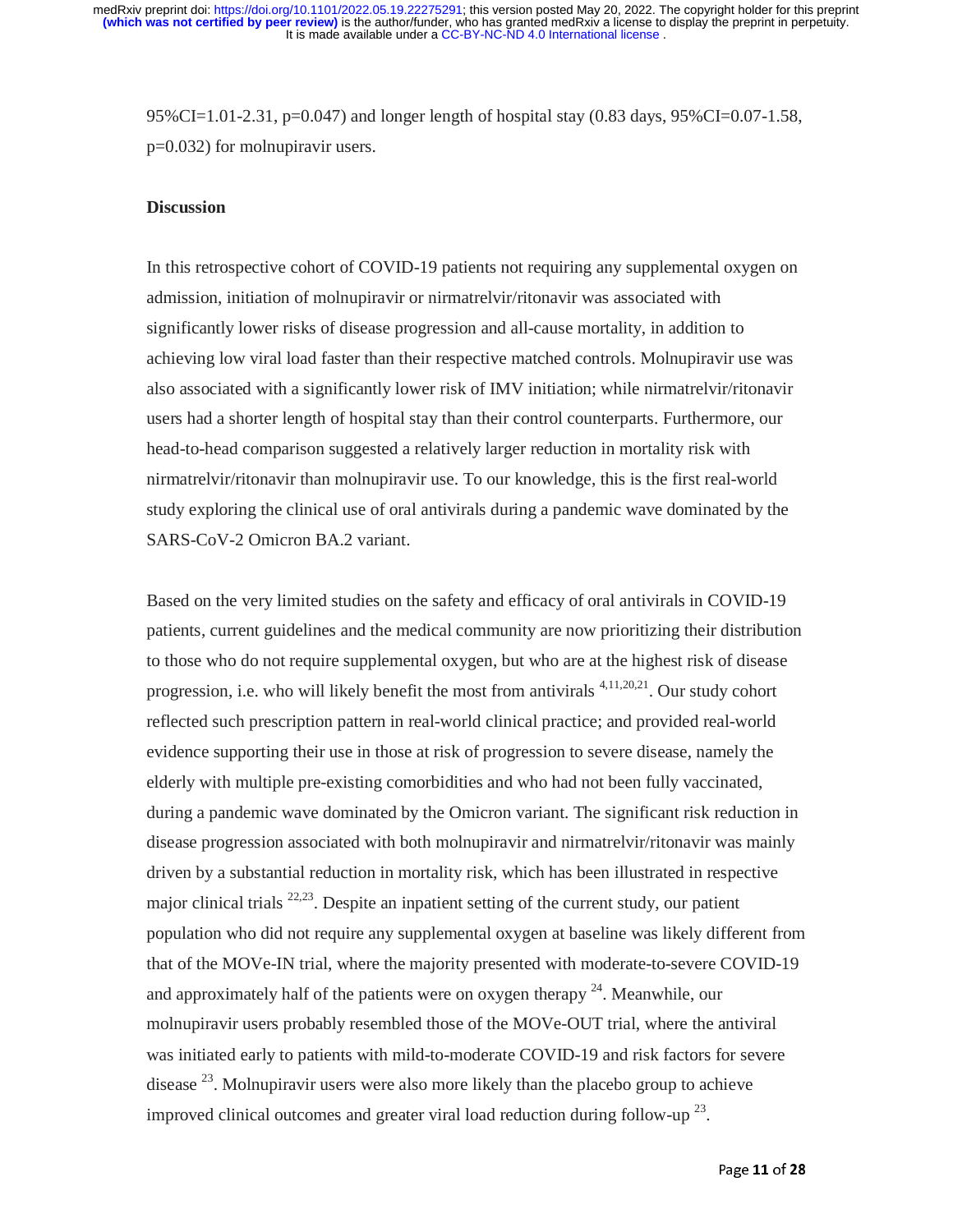95%CI=1.01-2.31, p=0.047) and longer length of hospital stay (0.83 days, 95%CI=0.07-1.58, p=0.032) for molnupiravir users.

## Discussion

In this retrospective cohort of COVID-19 patients not requiring any supplemental oxygen on admission, initiation of molnupiravir or nirmatrelvir/ritonavir was associated with significantly lower risks of disease progression and all-cause mortality, in addition to achieving low viral load faster than their respective matched controls. Molnupiravir use was also associated with a significantly lower risk of IMV initiation; while nirmatrelvir/ritonavir users had a shorter length of hospital stay than their control counterparts. Furthermore, our head-to-head comparison suggested a relatively larger reduction in mortality risk with nirmatrelvir/ritonavir than molnupiravir use. To our knowledge, this is the first real-world study exploring the clinical use of oral antivirals during a pandemic wave dominated by the SARS-CoV-2 Omicron BA.2 variant.

Based on the very limited studies on the safety and efficacy of oral antivirals in COVID-19 patients, current guidelines and the medical community are now prioritizing their distribution to those who do not require supplemental oxygen, but who are at the highest risk of disease progression, i.e. who will likely benefit the most from antivirals [4,11,20,21]. Our study cohort reflected such prescription pattern in real-world clinical practice; and provided real-world evidence supporting their use in those at risk of progression to severe disease, namely the elderly with multiple pre-existing comorbidities and who had not been fully vaccinated, during a pandemic wave dominated by the Omicron variant. The significant risk reduction in disease progression associated with both molnupiravir and nirmatrelvir/ritonavir was mainly driven by a substantial reduction in mortality risk, which has been illustrated in respective major clinical trials [22,23]. Despite an inpatient setting of the current study, our patient population who did not require any supplemental oxygen at baseline was likely different from that of the MOVe-IN trial, where the majority presented with moderate-to-severe COVID-19 and approximately half of the patients were on oxygen therapy [24]. Meanwhile, our molnupiravir users probably resembled those of the MOVe-OUT trial, where the antiviral was initiated early to patients with mild-to-moderate COVID-19 and risk factors for severe disease [23]. Molnupiravir users were also more likely than the placebo group to achieve improved clinical outcomes and greater viral load reduction during follow-up [23].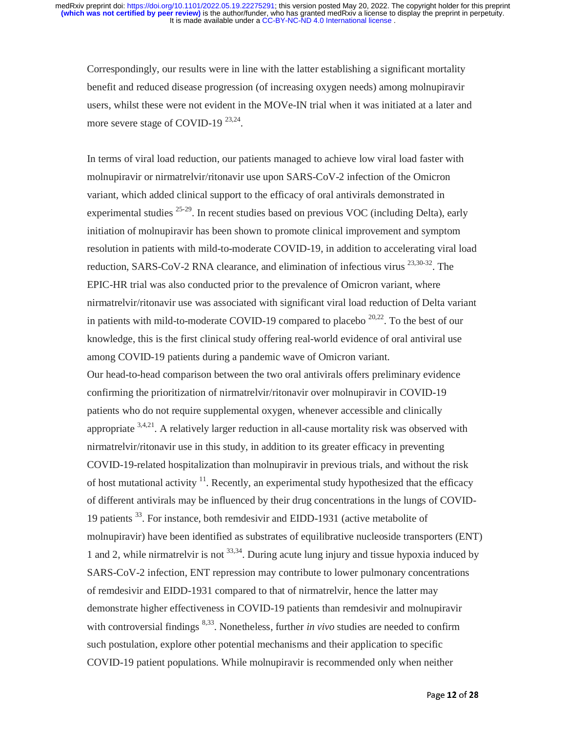Correspondingly, our results were in line with the latter establishing a significant mortality benefit and reduced disease progression (of increasing oxygen needs) among molnupiravir users, whilst these were not evident in the MOVe-IN trial when it was initiated at a later and more severe stage of COVID-19 [23,24].

In terms of viral load reduction, our patients managed to achieve low viral load faster with molnupiravir or nirmatrelvir/ritonavir use upon SARS-CoV-2 infection of the Omicron variant, which added clinical support to the efficacy of oral antivirals demonstrated in experimental studies [25-29]. In recent studies based on previous VOC (including Delta), early initiation of molnupiravir has been shown to promote clinical improvement and symptom resolution in patients with mild-to-moderate COVID-19, in addition to accelerating viral load reduction, SARS-CoV-2 RNA clearance, and elimination of infectious virus [23,30-32]. The EPIC-HR trial was also conducted prior to the prevalence of Omicron variant, where nirmatrelvir/ritonavir use was associated with significant viral load reduction of Delta variant in patients with mild-to-moderate COVID-19 compared to placebo [20,22]. To the best of our knowledge, this is the first clinical study offering real-world evidence of oral antiviral use among COVID-19 patients during a pandemic wave of Omicron variant.

Our head-to-head comparison between the two oral antivirals offers preliminary evidence confirming the prioritization of nirmatrelvir/ritonavir over molnupiravir in COVID-19 patients who do not require supplemental oxygen, whenever accessible and clinically appropriate [3,4,21]. A relatively larger reduction in all-cause mortality risk was observed with nirmatrelvir/ritonavir use in this study, in addition to its greater efficacy in preventing COVID-19-related hospitalization than molnupiravir in previous trials, and without the risk of host mutational activity [11]. Recently, an experimental study hypothesized that the efficacy of different antivirals may be influenced by their drug concentrations in the lungs of COVID-19 patients [33]. For instance, both remdesivir and EIDD-1931 (active metabolite of molnupiravir) have been identified as substrates of equilibrative nucleoside transporters (ENT) 1 and 2, while nirmatrelvir is not [33,34]. During acute lung injury and tissue hypoxia induced by SARS-CoV-2 infection, ENT repression may contribute to lower pulmonary concentrations of remdesivir and EIDD-1931 compared to that of nirmatrelvir, hence the latter may demonstrate higher effectiveness in COVID-19 patients than remdesivir and molnupiravir with controversial findings [8,33]. Nonetheless, further *in vivo* studies are needed to confirm such postulation, explore other potential mechanisms and their application to specific COVID-19 patient populations. While molnupiravir is recommended only when neither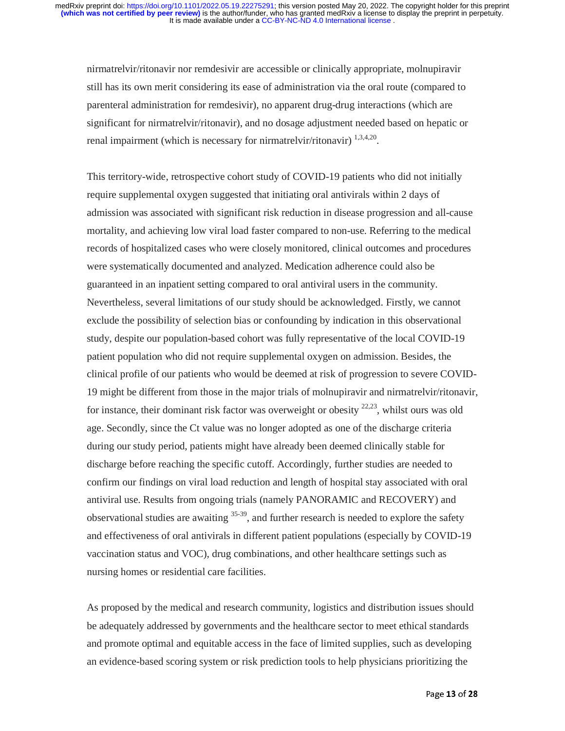nirmatrelvir/ritonavir nor remdesivir are accessible or clinically appropriate, molnupiravir still has its own merit considering its ease of administration via the oral route (compared to parenteral administration for remdesivir), no apparent drug-drug interactions (which are significant for nirmatrelvir/ritonavir), and no dosage adjustment needed based on hepatic or renal impairment (which is necessary for nirmatrelvir/ritonavir) [1,3,4,20].

This territory-wide, retrospective cohort study of COVID-19 patients who did not initially require supplemental oxygen suggested that initiating oral antivirals within 2 days of admission was associated with significant risk reduction in disease progression and all-cause mortality, and achieving low viral load faster compared to non-use. Referring to the medical records of hospitalized cases who were closely monitored, clinical outcomes and procedures were systematically documented and analyzed. Medication adherence could also be guaranteed in an inpatient setting compared to oral antiviral users in the community. Nevertheless, several limitations of our study should be acknowledged. Firstly, we cannot exclude the possibility of selection bias or confounding by indication in this observational study, despite our population-based cohort was fully representative of the local COVID-19 patient population who did not require supplemental oxygen on admission. Besides, the clinical profile of our patients who would be deemed at risk of progression to severe COVID-19 might be different from those in the major trials of molnupiravir and nirmatrelvir/ritonavir, for instance, their dominant risk factor was overweight or obesity [22,23], whilst ours was old age. Secondly, since the Ct value was no longer adopted as one of the discharge criteria during our study period, patients might have already been deemed clinically stable for discharge before reaching the specific cutoff. Accordingly, further studies are needed to confirm our findings on viral load reduction and length of hospital stay associated with oral antiviral use. Results from ongoing trials (namely PANORAMIC and RECOVERY) and observational studies are awaiting [35-39], and further research is needed to explore the safety and effectiveness of oral antivirals in different patient populations (especially by COVID-19 vaccination status and VOC), drug combinations, and other healthcare settings such as nursing homes or residential care facilities.

As proposed by the medical and research community, logistics and distribution issues should be adequately addressed by governments and the healthcare sector to meet ethical standards and promote optimal and equitable access in the face of limited supplies, such as developing an evidence-based scoring system or risk prediction tools to help physicians prioritizing the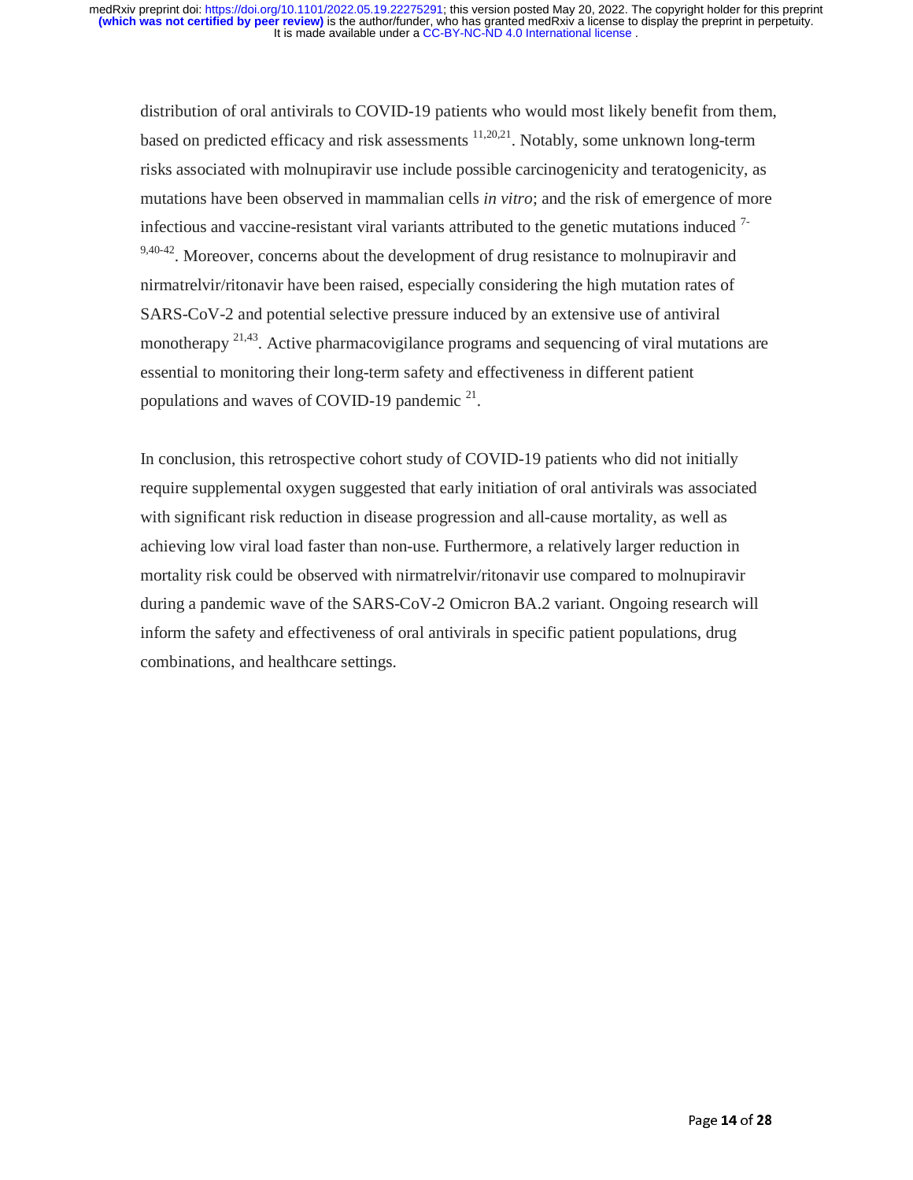distribution of oral antivirals to COVID-19 patients who would most likely benefit from them, based on predicted efficacy and risk assessments [11,20,21]. Notably, some unknown long-term risks associated with molnupiravir use include possible carcinogenicity and teratogenicity, as mutations have been observed in mammalian cells *in vitro*; and the risk of emergence of more infectious and vaccine-resistant viral variants attributed to the genetic mutations induced [7-9,40-42]. Moreover, concerns about the development of drug resistance to molnupiravir and nirmatrelvir/ritonavir have been raised, especially considering the high mutation rates of SARS-CoV-2 and potential selective pressure induced by an extensive use of antiviral monotherapy [21,43]. Active pharmacovigilance programs and sequencing of viral mutations are essential to monitoring their long-term safety and effectiveness in different patient populations and waves of COVID-19 pandemic [21].

In conclusion, this retrospective cohort study of COVID-19 patients who did not initially require supplemental oxygen suggested that early initiation of oral antivirals was associated with significant risk reduction in disease progression and all-cause mortality, as well as achieving low viral load faster than non-use. Furthermore, a relatively larger reduction in mortality risk could be observed with nirmatrelvir/ritonavir use compared to molnupiravir during a pandemic wave of the SARS-CoV-2 Omicron BA.2 variant. Ongoing research will inform the safety and effectiveness of oral antivirals in specific patient populations, drug combinations, and healthcare settings.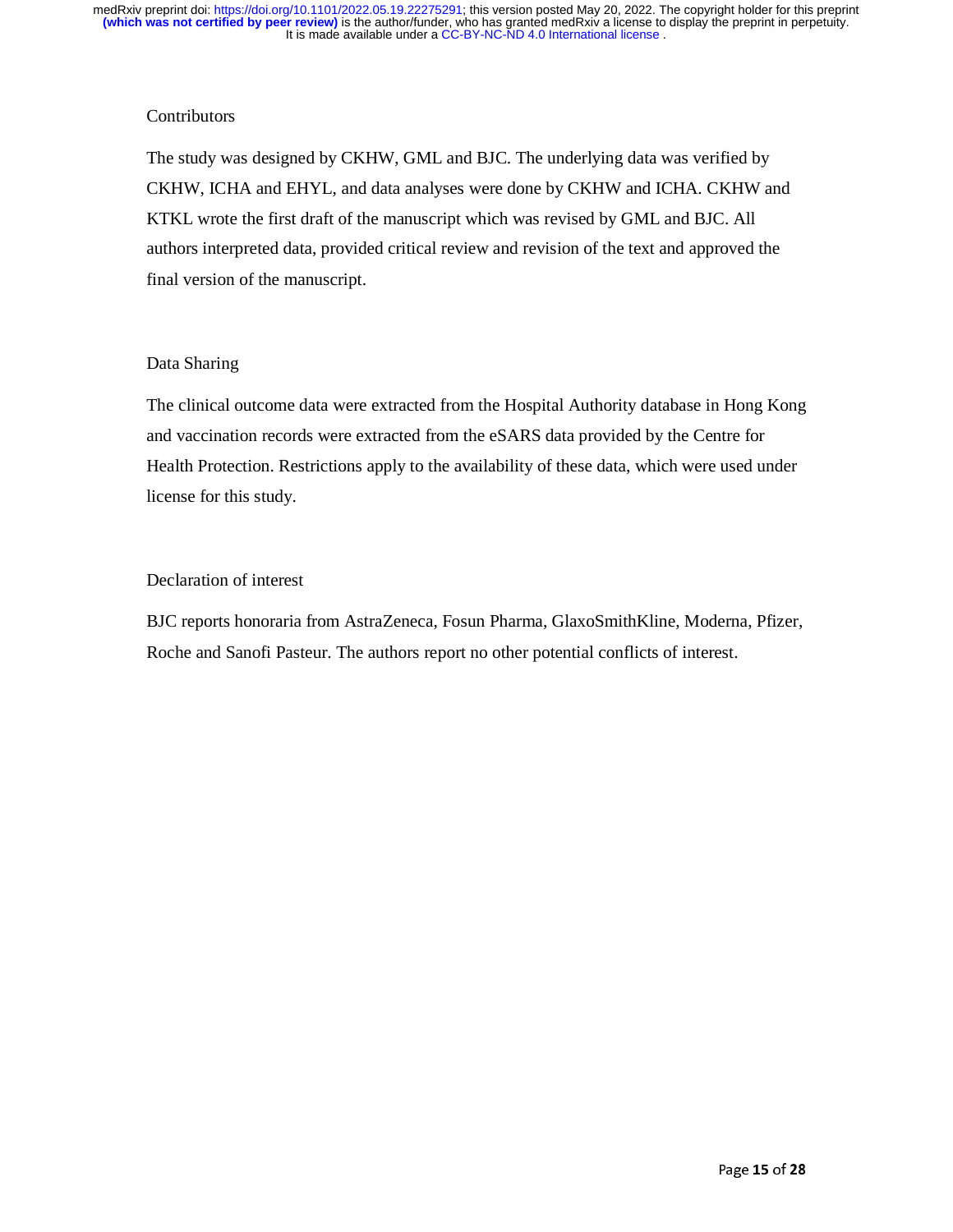## Contributors

The study was designed by CKHW, GML and BJC. The underlying data was verified by CKHW, ICHA and EHYL, and data analyses were done by CKHW and ICHA. CKHW and KTKL wrote the first draft of the manuscript which was revised by GML and BJC. All authors interpreted data, provided critical review and revision of the text and approved the final version of the manuscript.

## Data Sharing

The clinical outcome data were extracted from the Hospital Authority database in Hong Kong and vaccination records were extracted from the eSARS data provided by the Centre for Health Protection. Restrictions apply to the availability of these data, which were used under license for this study.

## Declaration of interest

BJC reports honoraria from AstraZeneca, Fosun Pharma, GlaxoSmithKline, Moderna, Pfizer, Roche and Sanofi Pasteur. The authors report no other potential conflicts of interest.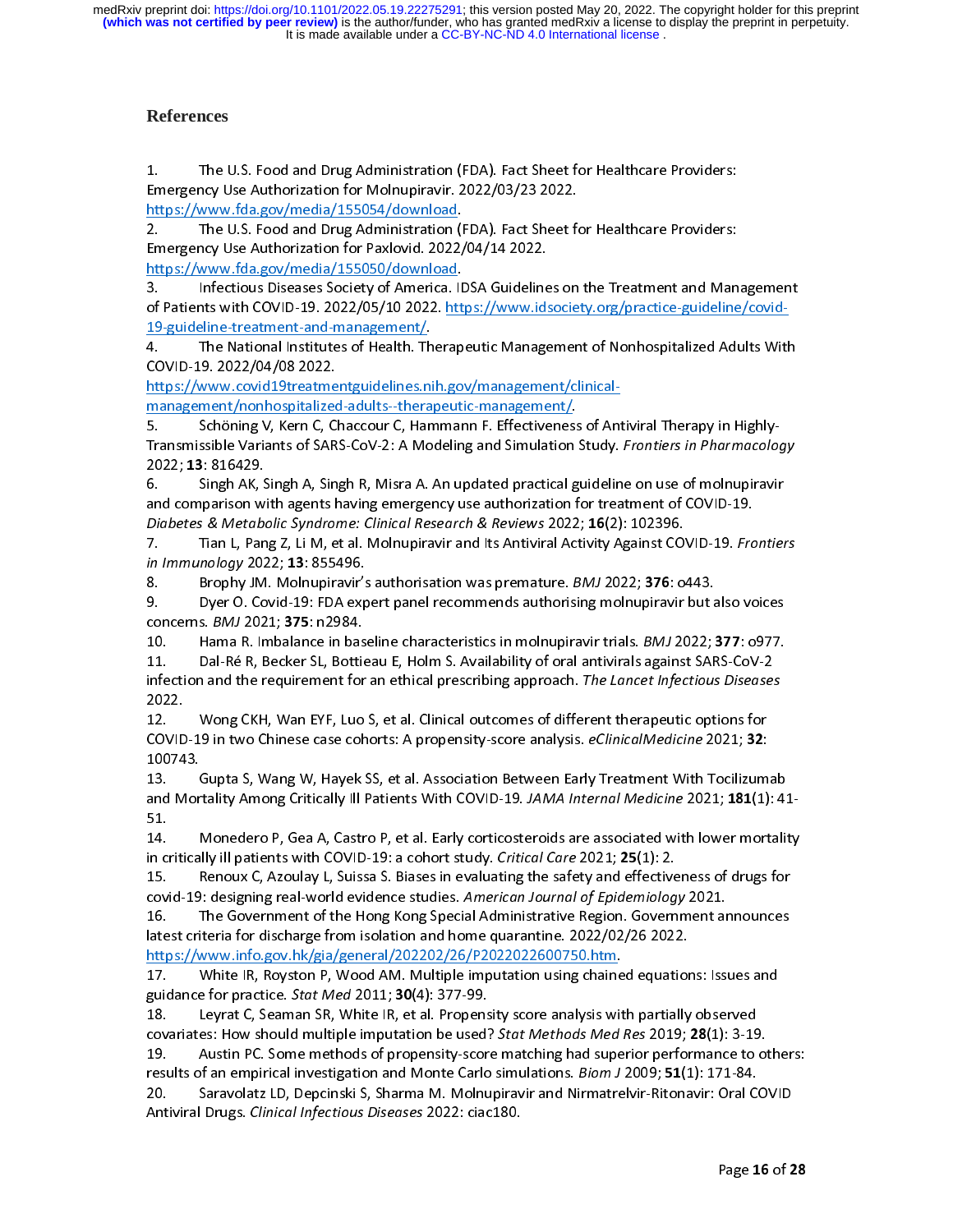# References

1. The U.S. Food and Drug Administration (FDA). Fact Sheet for Healthcare Providers: Emergency Use Authorization for Molnupiravir. 2022/03/23 2022. https://www.fda.gov/media/155054/download.
2. The U.S. Food and Drug Administration (FDA). Fact Sheet for Healthcare Providers: Emergency Use Authorization for Paxlovid. 2022/04/14 2022. https://www.fda.gov/media/155050/download.
3. Infectious Diseases Society of America. IDSA Guidelines on the Treatment and Management of Patients with COVID-19. 2022/05/10 2022. https://www.idsociety.org/practice-guideline/covid-19-guideline-treatment-and-management/.
4. The National Institutes of Health. Therapeutic Management of Nonhospitalized Adults With COVID-19. 2022/04/08 2022. https://www.covid19treatmentguidelines.nih.gov/management/clinical-management/nonhospitalized-adults--therapeutic-management/.
5. Schöning V, Kern C, Chaccour C, Hammann F. Effectiveness of Antiviral Therapy in Highly-Transmissible Variants of SARS-CoV-2: A Modeling and Simulation Study. *Frontiers in Pharmacology* 2022; **13**: 816429.
6. Singh AK, Singh A, Singh R, Misra A. An updated practical guideline on use of molnupiravir and comparison with agents having emergency use authorization for treatment of COVID-19. *Diabetes & Metabolic Syndrome: Clinical Research & Reviews* 2022; **16**(2): 102396.
7. Tian L, Pang Z, Li M, et al. Molnupiravir and Its Antiviral Activity Against COVID-19. *Frontiers in Immunology* 2022; **13**: 855496.
8. Brophy JM. Molnupiravir's authorisation was premature. *BMJ* 2022; **376**: o443.
9. Dyer O. Covid-19: FDA expert panel recommends authorising molnupiravir but also voices concerns. *BMJ* 2021; **375**: n2984.
10. Hama R. Imbalance in baseline characteristics in molnupiravir trials. *BMJ* 2022; **377**: o977.
11. Dal-Ré R, Becker SL, Bottieau E, Holm S. Availability of oral antivirals against SARS-CoV-2 infection and the requirement for an ethical prescribing approach. *The Lancet Infectious Diseases* 2022.
12. Wong CKH, Wan EYF, Luo S, et al. Clinical outcomes of different therapeutic options for COVID-19 in two Chinese case cohorts: A propensity-score analysis. *eClinicalMedicine* 2021; **32**: 100743.
13. Gupta S, Wang W, Hayek SS, et al. Association Between Early Treatment With Tocilizumab and Mortality Among Critically Ill Patients With COVID-19. *JAMA Internal Medicine* 2021; **181**(1): 41-51.
14. Monedero P, Gea A, Castro P, et al. Early corticosteroids are associated with lower mortality in critically ill patients with COVID-19: a cohort study. *Critical Care* 2021; **25**(1): 2.
15. Renoux C, Azoulay L, Suissa S. Biases in evaluating the safety and effectiveness of drugs for covid-19: designing real-world evidence studies. *American Journal of Epidemiology* 2021.
16. The Government of the Hong Kong Special Administrative Region. Government announces latest criteria for discharge from isolation and home quarantine. 2022/02/26 2022. https://www.info.gov.hk/gia/general/202202/26/P2022022600750.htm.
17. White IR, Royston P, Wood AM. Multiple imputation using chained equations: Issues and guidance for practice. *Stat Med* 2011; **30**(4): 377-99.
18. Leyrat C, Seaman SR, White IR, et al. Propensity score analysis with partially observed covariates: How should multiple imputation be used? *Stat Methods Med Res* 2019; **28**(1): 3-19.
19. Austin PC. Some methods of propensity-score matching had superior performance to others: results of an empirical investigation and Monte Carlo simulations. *Biom J* 2009; **51**(1): 171-84.
20. Saravolatz LD, Depcinski S, Sharma M. Molnupiravir and Nirmatrelvir-Ritonavir: Oral COVID Antiviral Drugs. *Clinical Infectious Diseases* 2022: ciac180.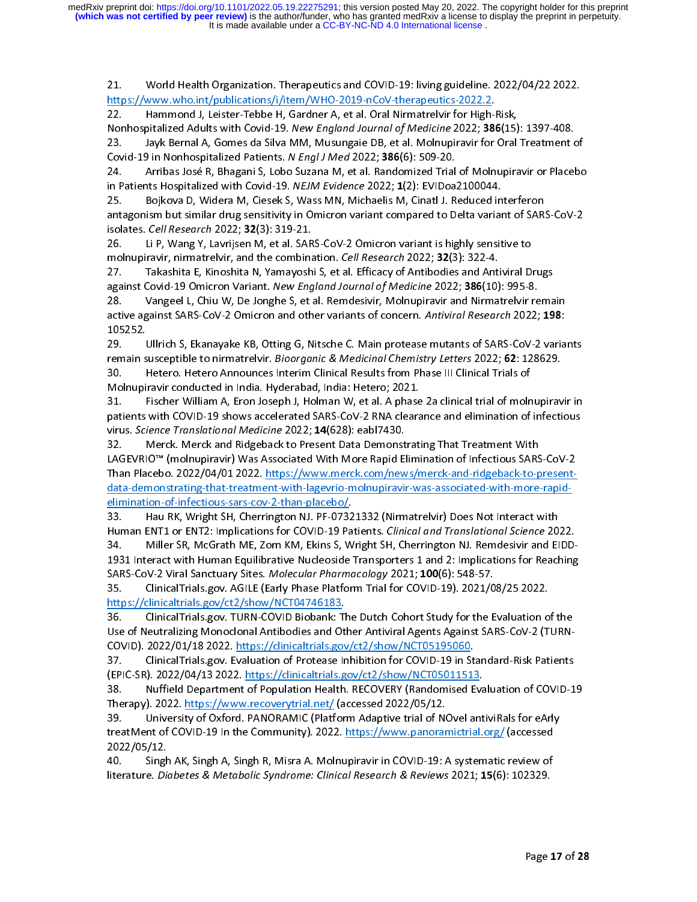21. World Health Organization. Therapeutics and COVID-19: living guideline. 2022/04/22 2022. https://www.who.int/publications/i/item/WHO-2019-nCoV-therapeutics-2022.2.

22. Hammond J, Leister-Tebbe H, Gardner A, et al. Oral Nirmatrelvir for High-Risk, Nonhospitalized Adults with Covid-19. *New England Journal of Medicine* 2022; **386**(15): 1397-408.

23. Jayk Bernal A, Gomes da Silva MM, Musungaie DB, et al. Molnupiravir for Oral Treatment of Covid-19 in Nonhospitalized Patients. *N Engl J Med* 2022; **386**(6): 509-20.

24. Arribas José R, Bhagani S, Lobo Suzana M, et al. Randomized Trial of Molnupiravir or Placebo in Patients Hospitalized with Covid-19. *NEJM Evidence* 2022; **1**(2): EVIDoa2100044.

25. Bojkova D, Widera M, Ciesek S, Wass MN, Michaelis M, Cinatl J. Reduced interferon antagonism but similar drug sensitivity in Omicron variant compared to Delta variant of SARS-CoV-2 isolates. *Cell Research* 2022; **32**(3): 319-21.

26. Li P, Wang Y, Lavrijsen M, et al. SARS-CoV-2 Omicron variant is highly sensitive to molnupiravir, nirmatrelvir, and the combination. *Cell Research* 2022; **32**(3): 322-4.

27. Takashita E, Kinoshita N, Yamayoshi S, et al. Efficacy of Antibodies and Antiviral Drugs against Covid-19 Omicron Variant. *New England Journal of Medicine* 2022; **386**(10): 995-8.

28. Vangeel L, Chiu W, De Jonghe S, et al. Remdesivir, Molnupiravir and Nirmatrelvir remain active against SARS-CoV-2 Omicron and other variants of concern. *Antiviral Research* 2022; **198**: 105252.

29. Ullrich S, Ekanayake KB, Otting G, Nitsche C. Main protease mutants of SARS-CoV-2 variants remain susceptible to nirmatrelvir. *Bioorganic & Medicinal Chemistry Letters* 2022; **62**: 128629.

30. Hetero. Hetero Announces Interim Clinical Results from Phase III Clinical Trials of Molnupiravir conducted in India. Hyderabad, India: Hetero; 2021.

31. Fischer William A, Eron Joseph J, Holman W, et al. A phase 2a clinical trial of molnupiravir in patients with COVID-19 shows accelerated SARS-CoV-2 RNA clearance and elimination of infectious virus. *Science Translational Medicine* 2022; **14**(628): eabl7430.

32. Merck. Merck and Ridgeback to Present Data Demonstrating That Treatment With LAGEVRIO™ (molnupiravir) Was Associated With More Rapid Elimination of Infectious SARS-CoV-2 Than Placebo. 2022/04/01 2022. https://www.merck.com/news/merck-and-ridgeback-to-present-data-demonstrating-that-treatment-with-lagevrio-molnupiravir-was-associated-with-more-rapid-elimination-of-infectious-sars-cov-2-than-placebo/.

33. Hau RK, Wright SH, Cherrington NJ. PF-07321332 (Nirmatrelvir) Does Not Interact with Human ENT1 or ENT2: Implications for COVID-19 Patients. *Clinical and Translational Science* 2022.

34. Miller SR, McGrath ME, Zorn KM, Ekins S, Wright SH, Cherrington NJ. Remdesivir and EIDD-1931 Interact with Human Equilibrative Nucleoside Transporters 1 and 2: Implications for Reaching SARS-CoV-2 Viral Sanctuary Sites. *Molecular Pharmacology* 2021; **100**(6): 548-57.

35. ClinicalTrials.gov. AGILE (Early Phase Platform Trial for COVID-19). 2021/08/25 2022. https://clinicaltrials.gov/ct2/show/NCT04746183.

36. ClinicalTrials.gov. TURN-COVID Biobank: The Dutch Cohort Study for the Evaluation of the Use of Neutralizing Monoclonal Antibodies and Other Antiviral Agents Against SARS-CoV-2 (TURN-COVID). 2022/01/18 2022. https://clinicaltrials.gov/ct2/show/NCT05195060.

37. ClinicalTrials.gov. Evaluation of Protease Inhibition for COVID-19 in Standard-Risk Patients (EPIC-SR). 2022/04/13 2022. https://clinicaltrials.gov/ct2/show/NCT05011513.

38. Nuffield Department of Population Health. RECOVERY (Randomised Evaluation of COVID-19 Therapy). 2022. https://www.recoverytrial.net/ (accessed 2022/05/12.

39. University of Oxford. PANORAMIC (Platform Adaptive trial of NOvel antiviRals for eArly treatMent of COVID-19 In the Community). 2022. https://www.panoramictrial.org/ (accessed 2022/05/12.

40. Singh AK, Singh A, Singh R, Misra A. Molnupiravir in COVID-19: A systematic review of literature. *Diabetes & Metabolic Syndrome: Clinical Research & Reviews* 2021; **15**(6): 102329.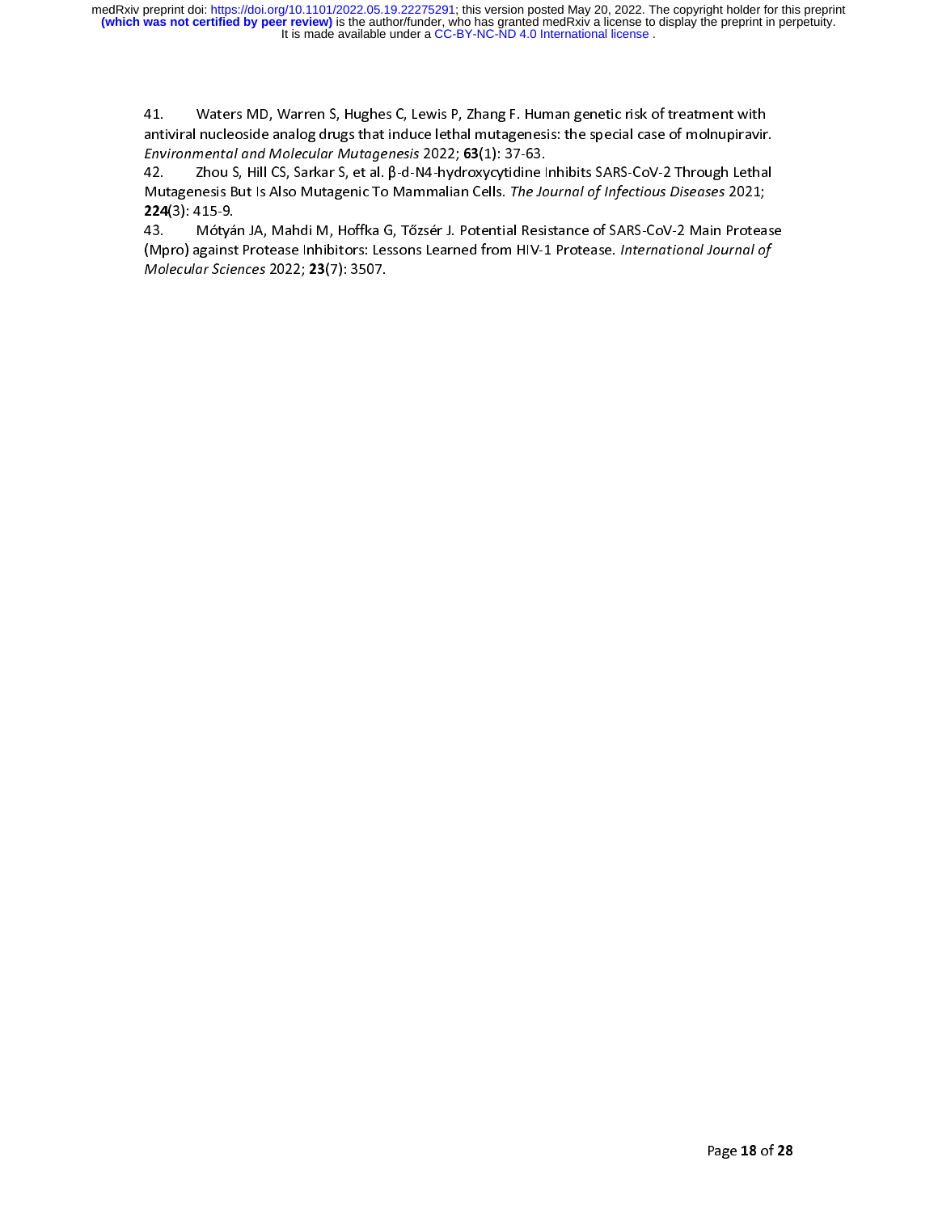41. Waters MD, Warren S, Hughes C, Lewis P, Zhang F. Human genetic risk of treatment with antiviral nucleoside analog drugs that induce lethal mutagenesis: the special case of molnupiravir. *Environmental and Molecular Mutagenesis* 2022; **63**(1): 37-63.

42. Zhou S, Hill CS, Sarkar S, et al. β-d-N4-hydroxycytidine Inhibits SARS-CoV-2 Through Lethal Mutagenesis But Is Also Mutagenic To Mammalian Cells. *The Journal of Infectious Diseases* 2021; **224**(3): 415-9.

43. Mótyán JA, Mahdi M, Hoffka G, Tőzsér J. Potential Resistance of SARS-CoV-2 Main Protease (Mpro) against Protease Inhibitors: Lessons Learned from HIV-1 Protease. *International Journal of Molecular Sciences* 2022; **23**(7): 3507.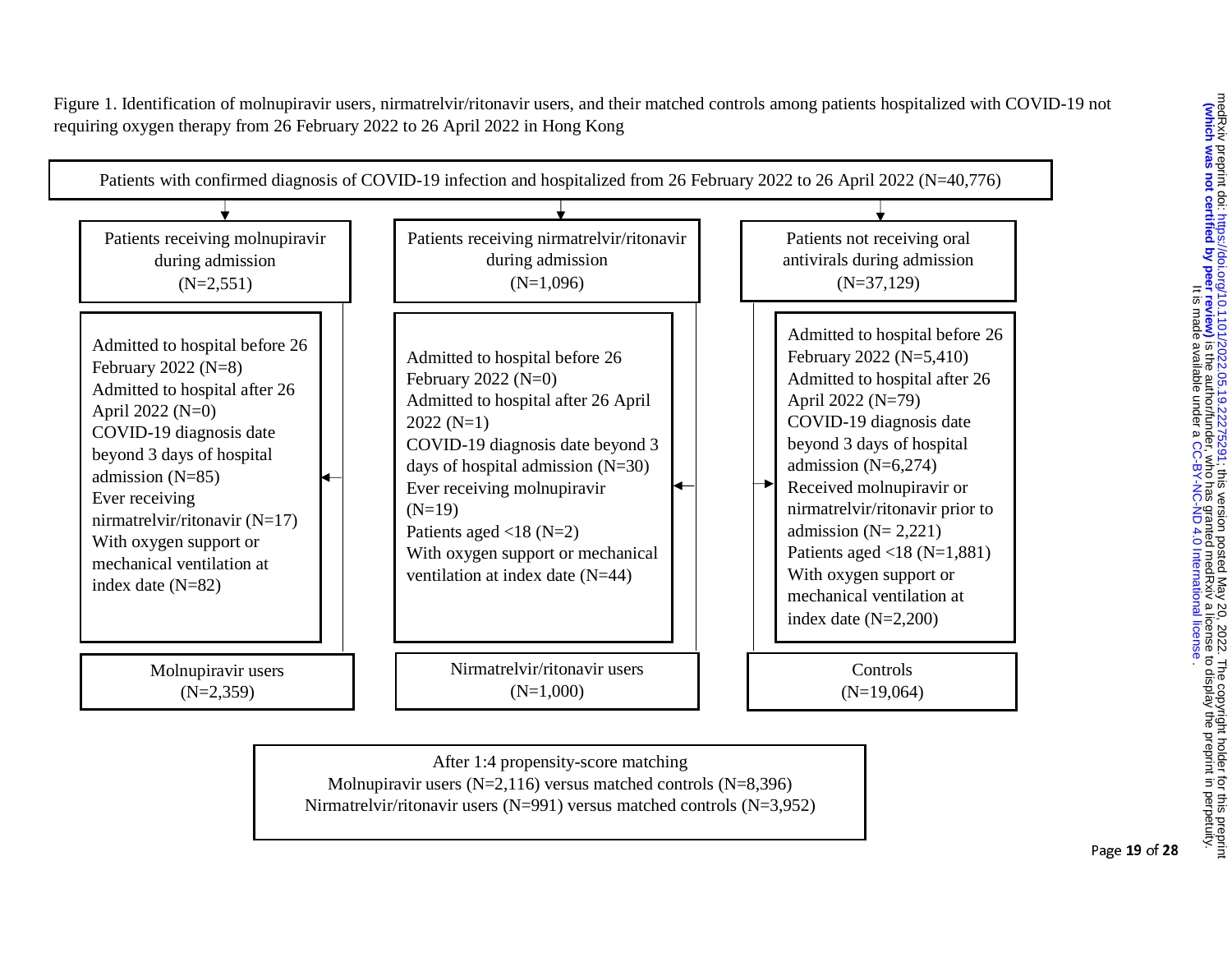Figure 1. Identification of molnupiravir users, nirmatrelvir/ritonavir users, and their matched controls among patients hospitalized with COVID-19 not requiring oxygen therapy from 26 February 2022 to 26 April 2022 in Hong Kong

Patients with confirmed diagnosis of COVID-19 infection and hospitalized from 26 February 2022 to 26 April 2022 (N=40,776)

**Patients receiving molnupiravir during admission (N=2,551)**

Excluded:
- Admitted to hospital before 26 February 2022 (N=8)
- Admitted to hospital after 26 April 2022 (N=0)
- COVID-19 diagnosis date beyond 3 days of hospital admission (N=85)
- Ever receiving nirmatrelvir/ritonavir (N=17)
- With oxygen support or mechanical ventilation at index date (N=82)

Molnupiravir users (N=2,359)

**Patients receiving nirmatrelvir/ritonavir during admission (N=1,096)**

Excluded:
- Admitted to hospital before 26 February 2022 (N=0)
- Admitted to hospital after 26 April 2022 (N=1)
- COVID-19 diagnosis date beyond 3 days of hospital admission (N=30)
- Ever receiving molnupiravir (N=19)
- Patients aged <18 (N=2)
- With oxygen support or mechanical ventilation at index date (N=44)

Nirmatrelvir/ritonavir users (N=1,000)

**Patients not receiving oral antivirals during admission (N=37,129)**

Excluded:
- Admitted to hospital before 26 February 2022 (N=5,410)
- Admitted to hospital after 26 April 2022 (N=79)
- COVID-19 diagnosis date beyond 3 days of hospital admission (N=6,274)
- Received molnupiravir or nirmatrelvir/ritonavir prior to admission (N= 2,221)
- Patients aged <18 (N=1,881)
- With oxygen support or mechanical ventilation at index date (N=2,200)

Controls (N=19,064)

After 1:4 propensity-score matching
Molnupiravir users (N=2,116) versus matched controls (N=8,396)
Nirmatrelvir/ritonavir users (N=991) versus matched controls (N=3,952)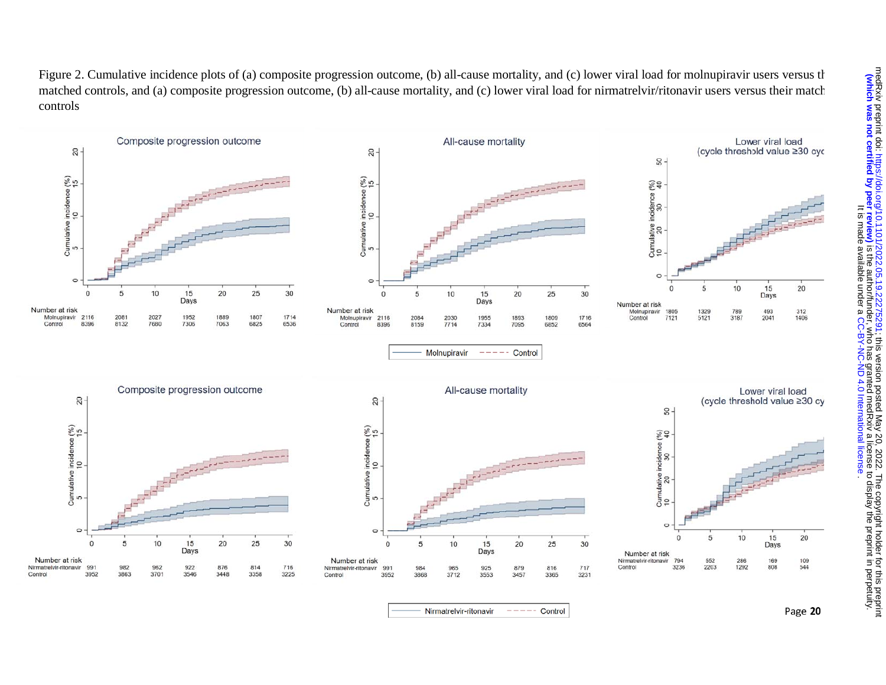Figure 2. Cumulative incidence plots of (a) composite progression outcome, (b) all-cause mortality, and (c) lower viral load for molnupiravir users versus their matched controls, and (a) composite progression outcome, (b) all-cause mortality, and (c) lower viral load for nirmatrelvir/ritonavir users versus their matched controls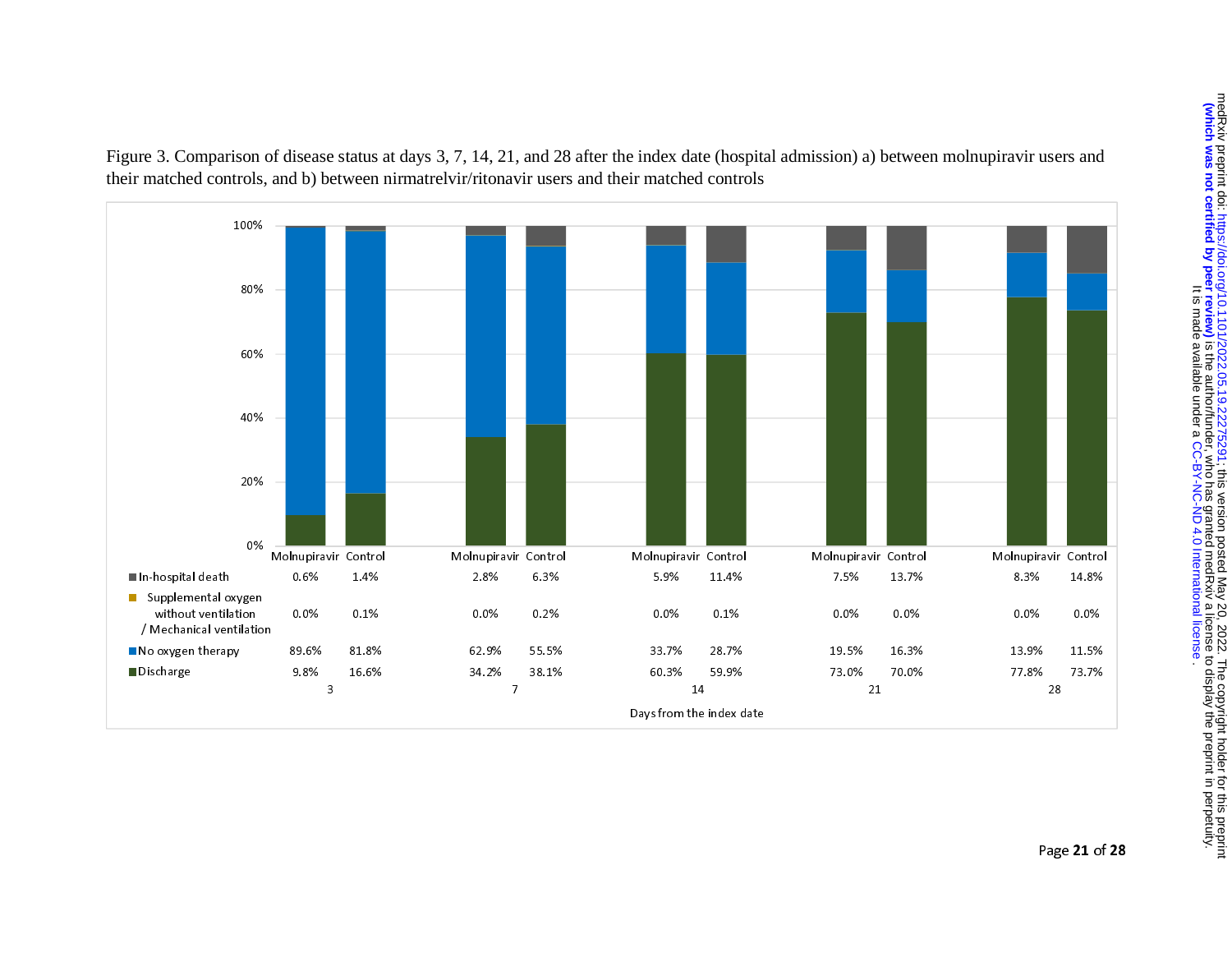Figure 3. Comparison of disease status at days 3, 7, 14, 21, and 28 after the index date (hospital admission) a) between molnupiravir users and their matched controls, and b) between nirmatrelvir/ritonavir users and their matched controls

| Days from the index date | 3 | | 7 | | 14 | | 21 | | 28 | |
|---|---|---|---|---|---|---|---|---|---|---|
| | Molnupiravir | Control | Molnupiravir | Control | Molnupiravir | Control | Molnupiravir | Control | Molnupiravir | Control |
| In-hospital death | 0.6% | 1.4% | 2.8% | 6.3% | 5.9% | 11.4% | 7.5% | 13.7% | 8.3% | 14.8% |
| Supplemental oxygen without ventilation / Mechanical ventilation | 0.0% | 0.1% | 0.0% | 0.2% | 0.0% | 0.1% | 0.0% | 0.0% | 0.0% | 0.0% |
| No oxygen therapy | 89.6% | 81.8% | 62.9% | 55.5% | 33.7% | 28.7% | 19.5% | 16.3% | 13.9% | 11.5% |
| Discharge | 9.8% | 16.6% | 34.2% | 38.1% | 60.3% | 59.9% | 73.0% | 70.0% | 77.8% | 73.7% |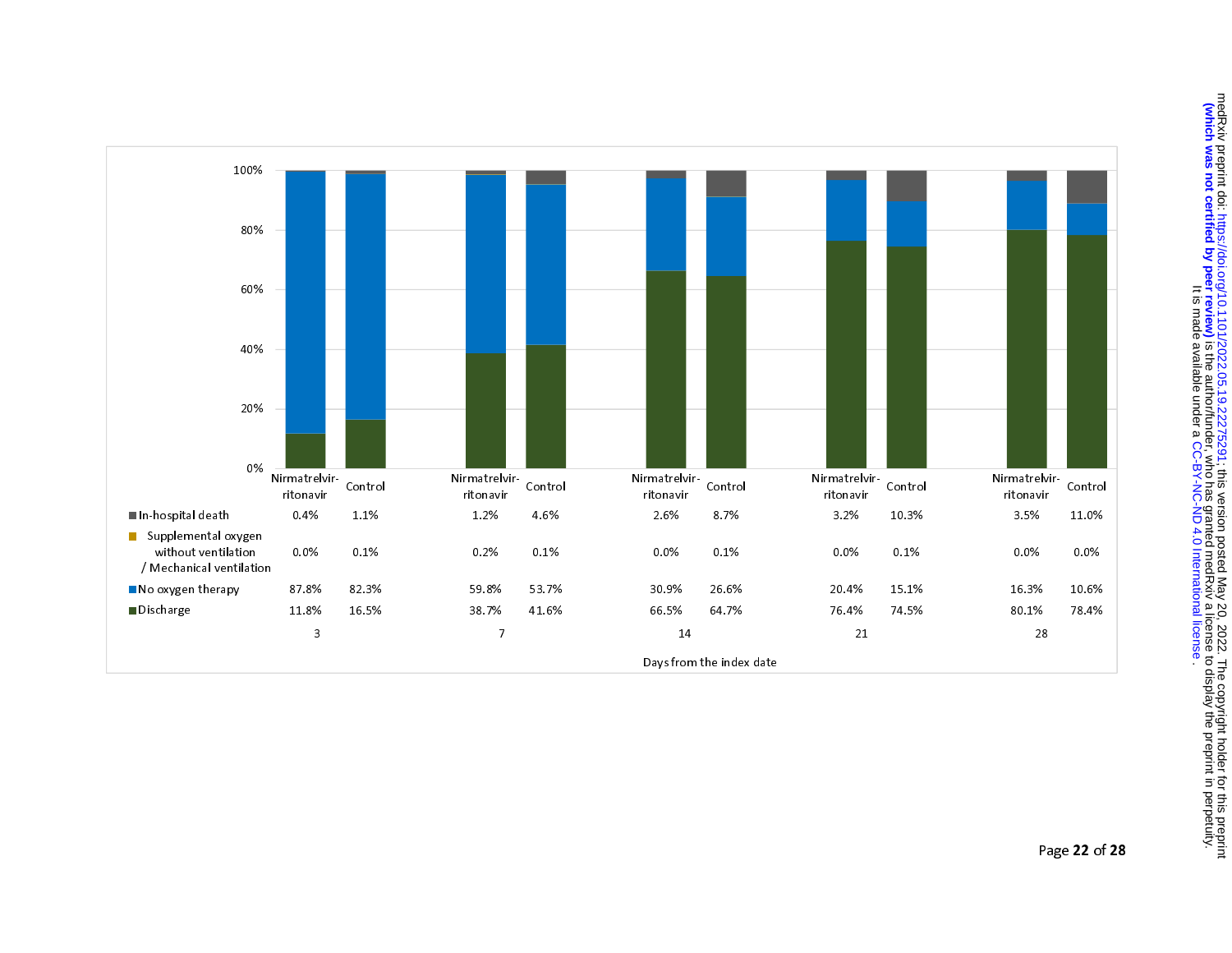| | Nirmatrelvir-ritonavir | Control | Nirmatrelvir-ritonavir | Control | Nirmatrelvir-ritonavir | Control | Nirmatrelvir-ritonavir | Control | Nirmatrelvir-ritonavir | Control |
|---|---|---|---|---|---|---|---|---|---|---|
| In-hospital death | 0.4% | 1.1% | 1.2% | 4.6% | 2.6% | 8.7% | 3.2% | 10.3% | 3.5% | 11.0% |
| Supplemental oxygen without ventilation / Mechanical ventilation | 0.0% | 0.1% | 0.2% | 0.1% | 0.0% | 0.1% | 0.0% | 0.1% | 0.0% | 0.0% |
| No oxygen therapy | 87.8% | 82.3% | 59.8% | 53.7% | 30.9% | 26.6% | 20.4% | 15.1% | 16.3% | 10.6% |
| Discharge | 11.8% | 16.5% | 38.7% | 41.6% | 66.5% | 64.7% | 76.4% | 74.5% | 80.1% | 78.4% |
| Days from the index date | 3 | | 7 | | 14 | | 21 | | 28 | |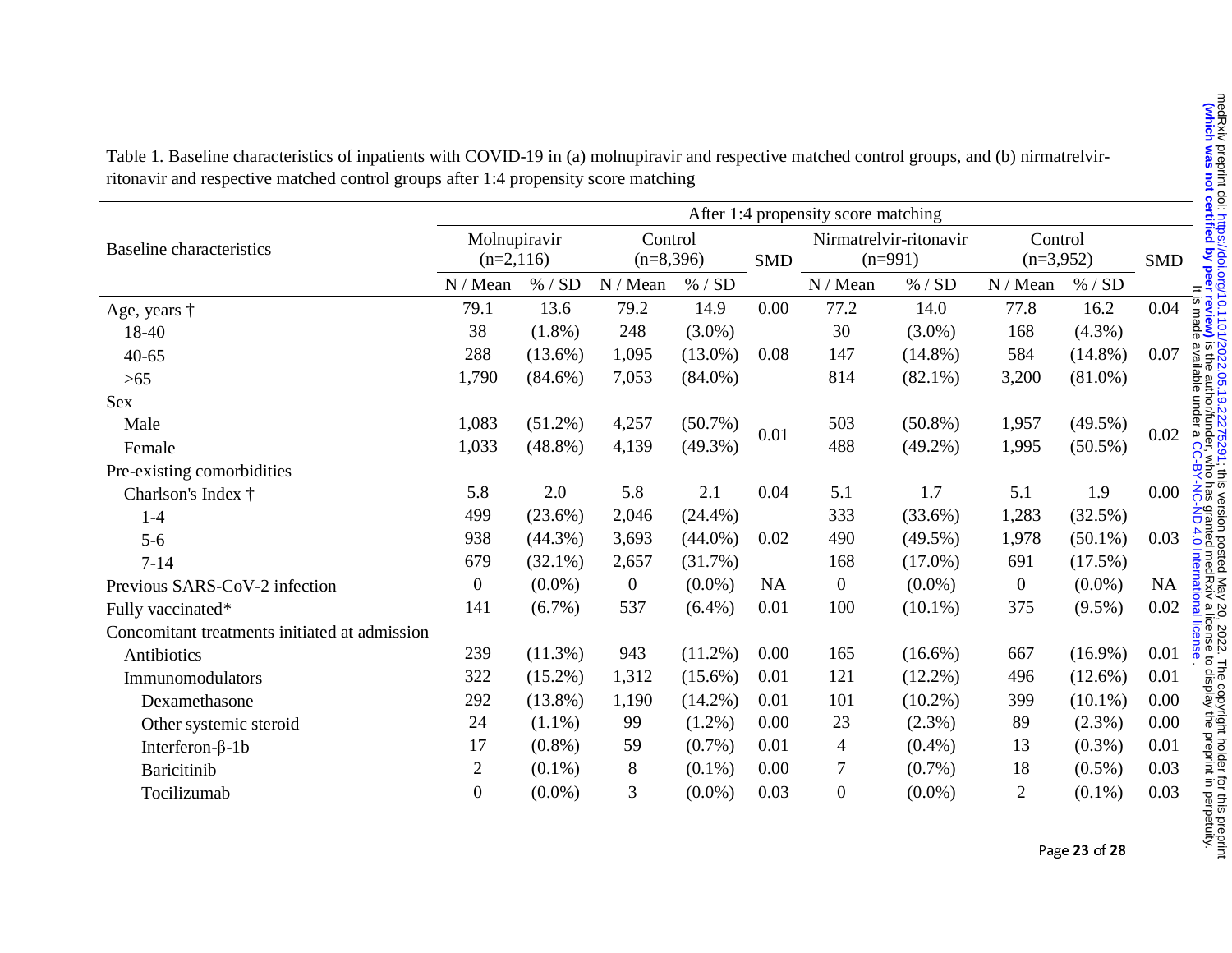Table 1. Baseline characteristics of inpatients with COVID-19 in (a) molnupiravir and respective matched control groups, and (b) nirmatrelvir-ritonavir and respective matched control groups after 1:4 propensity score matching

| Baseline characteristics | After 1:4 propensity score matching | | | | | | | | | |
|---|---|---|---|---|---|---|---|---|---|---|
| | Molnupiravir (n=2,116) | | Control (n=8,396) | | SMD | Nirmatrelvir-ritonavir (n=991) | | Control (n=3,952) | | SMD |
| | N / Mean | % / SD | N / Mean | % / SD | | N / Mean | % / SD | N / Mean | % / SD | |
| Age, years † | 79.1 | 13.6 | 79.2 | 14.9 | 0.00 | 77.2 | 14.0 | 77.8 | 16.2 | 0.04 |
| 18-40 | 38 | (1.8%) | 248 | (3.0%) | | 30 | (3.0%) | 168 | (4.3%) | |
| 40-65 | 288 | (13.6%) | 1,095 | (13.0%) | 0.08 | 147 | (14.8%) | 584 | (14.8%) | 0.07 |
| >65 | 1,790 | (84.6%) | 7,053 | (84.0%) | | 814 | (82.1%) | 3,200 | (81.0%) | |
| Sex | | | | | | | | | | |
| Male | 1,083 | (51.2%) | 4,257 | (50.7%) | 0.01 | 503 | (50.8%) | 1,957 | (49.5%) | 0.02 |
| Female | 1,033 | (48.8%) | 4,139 | (49.3%) | | 488 | (49.2%) | 1,995 | (50.5%) | |
| Pre-existing comorbidities | | | | | | | | | | |
| Charlson's Index † | 5.8 | 2.0 | 5.8 | 2.1 | 0.04 | 5.1 | 1.7 | 5.1 | 1.9 | 0.00 |
| 1-4 | 499 | (23.6%) | 2,046 | (24.4%) | | 333 | (33.6%) | 1,283 | (32.5%) | |
| 5-6 | 938 | (44.3%) | 3,693 | (44.0%) | 0.02 | 490 | (49.5%) | 1,978 | (50.1%) | 0.03 |
| 7-14 | 679 | (32.1%) | 2,657 | (31.7%) | | 168 | (17.0%) | 691 | (17.5%) | |
| Previous SARS-CoV-2 infection | 0 | (0.0%) | 0 | (0.0%) | NA | 0 | (0.0%) | 0 | (0.0%) | NA |
| Fully vaccinated* | 141 | (6.7%) | 537 | (6.4%) | 0.01 | 100 | (10.1%) | 375 | (9.5%) | 0.02 |
| Concomitant treatments initiated at admission | | | | | | | | | | |
| Antibiotics | 239 | (11.3%) | 943 | (11.2%) | 0.00 | 165 | (16.6%) | 667 | (16.9%) | 0.01 |
| Immunomodulators | 322 | (15.2%) | 1,312 | (15.6%) | 0.01 | 121 | (12.2%) | 496 | (12.6%) | 0.01 |
| Dexamethasone | 292 | (13.8%) | 1,190 | (14.2%) | 0.01 | 101 | (10.2%) | 399 | (10.1%) | 0.00 |
| Other systemic steroid | 24 | (1.1%) | 99 | (1.2%) | 0.00 | 23 | (2.3%) | 89 | (2.3%) | 0.00 |
| Interferon-β-1b | 17 | (0.8%) | 59 | (0.7%) | 0.01 | 4 | (0.4%) | 13 | (0.3%) | 0.01 |
| Baricitinib | 2 | (0.1%) | 8 | (0.1%) | 0.00 | 7 | (0.7%) | 18 | (0.5%) | 0.03 |
| Tocilizumab | 0 | (0.0%) | 3 | (0.0%) | 0.03 | 0 | (0.0%) | 2 | (0.1%) | 0.03 |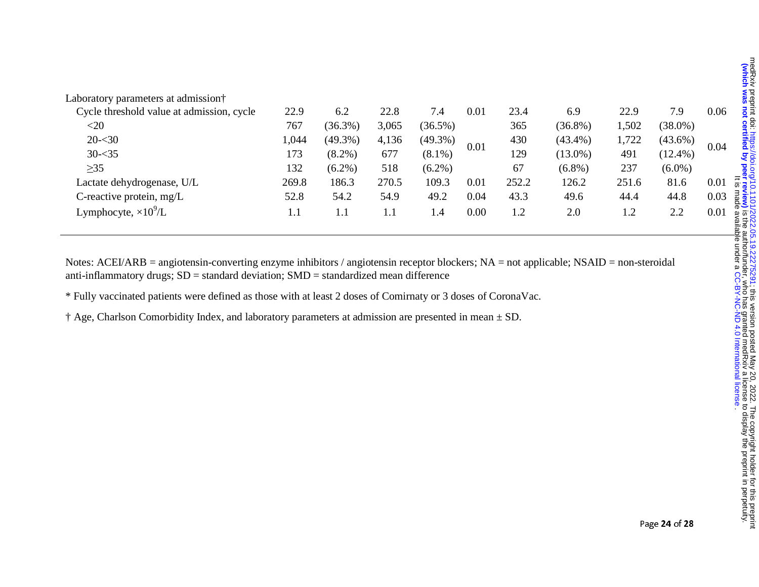| | | | | | | | | | | |
|---|---|---|---|---|---|---|---|---|---|---|
| Laboratory parameters at admission† | | | | | | | | | | |
| Cycle threshold value at admission, cycle | 22.9 | 6.2 | 22.8 | 7.4 | 0.01 | 23.4 | 6.9 | 22.9 | 7.9 | 0.06 |
| <20 | 767 | (36.3%) | 3,065 | (36.5%) | 0.01 | 365 | (36.8%) | 1,502 | (38.0%) | 0.04 |
| 20-<30 | 1,044 | (49.3%) | 4,136 | (49.3%) | | 430 | (43.4%) | 1,722 | (43.6%) | |
| 30-<35 | 173 | (8.2%) | 677 | (8.1%) | | 129 | (13.0%) | 491 | (12.4%) | |
| ≥35 | 132 | (6.2%) | 518 | (6.2%) | | 67 | (6.8%) | 237 | (6.0%) | |
| Lactate dehydrogenase, U/L | 269.8 | 186.3 | 270.5 | 109.3 | 0.01 | 252.2 | 126.2 | 251.6 | 81.6 | 0.01 |
| C-reactive protein, mg/L | 52.8 | 54.2 | 54.9 | 49.2 | 0.04 | 43.3 | 49.6 | 44.4 | 44.8 | 0.03 |
| Lymphocyte, $\times 10^9$/L | 1.1 | 1.1 | 1.1 | 1.4 | 0.00 | 1.2 | 2.0 | 1.2 | 2.2 | 0.01 |

Notes: ACEI/ARB = angiotensin-converting enzyme inhibitors / angiotensin receptor blockers; NA = not applicable; NSAID = non-steroidal anti-inflammatory drugs; SD = standard deviation; SMD = standardized mean difference

* Fully vaccinated patients were defined as those with at least 2 doses of Comirnaty or 3 doses of CoronaVac.

† Age, Charlson Comorbidity Index, and laboratory parameters at admission are presented in mean ± SD.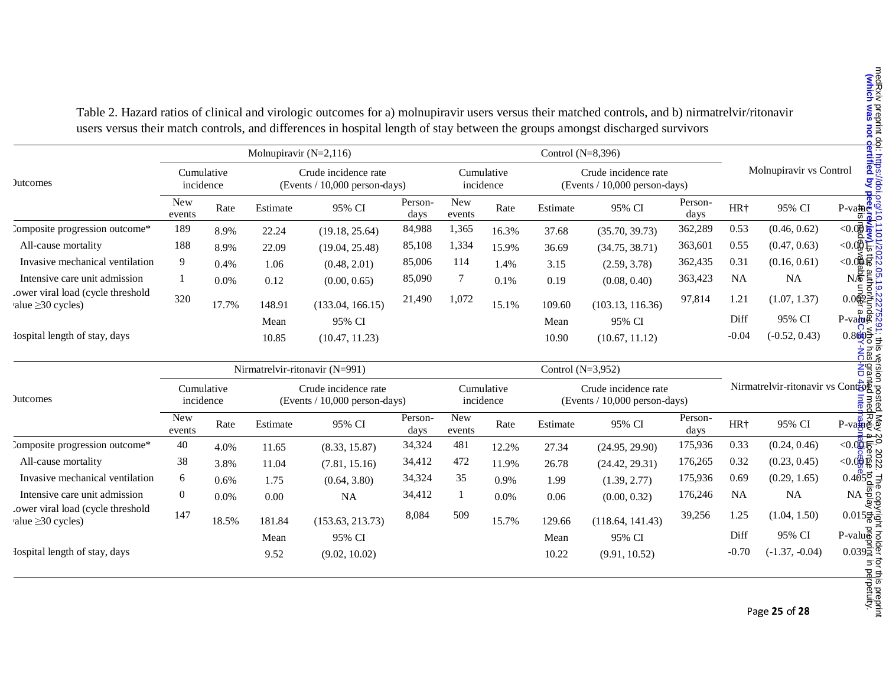Table 2. Hazard ratios of clinical and virologic outcomes for a) molnupiravir users versus their matched controls, and b) nirmatrelvir/ritonavir users versus their match controls, and differences in hospital length of stay between the groups amongst discharged survivors

| Outcomes | Molnupiravir (N=2,116) | | | | | Control (N=8,396) | | | | | Molnupiravir vs Control | | |
|---|---|---|---|---|---|---|---|---|---|---|---|---|---|
| | Cumulative incidence | | Crude incidence rate (Events / 10,000 person-days) | | | Cumulative incidence | | Crude incidence rate (Events / 10,000 person-days) | | | | | |
| | New events | Rate | Estimate | 95% CI | Person-days | New events | Rate | Estimate | 95% CI | Person-days | HR† | 95% CI | P-value |
| Composite progression outcome* | 189 | 8.9% | 22.24 | (19.18, 25.64) | 84,988 | 1,365 | 16.3% | 37.68 | (35.70, 39.73) | 362,289 | 0.53 | (0.46, 0.62) | <0.001 |
| All-cause mortality | 188 | 8.9% | 22.09 | (19.04, 25.48) | 85,108 | 1,334 | 15.9% | 36.69 | (34.75, 38.71) | 363,601 | 0.55 | (0.47, 0.63) | <0.001 |
| Invasive mechanical ventilation | 9 | 0.4% | 1.06 | (0.48, 2.01) | 85,006 | 114 | 1.4% | 3.15 | (2.59, 3.78) | 362,435 | 0.31 | (0.16, 0.61) | <0.001 |
| Intensive care unit admission | 1 | 0.0% | 0.12 | (0.00, 0.65) | 85,090 | 7 | 0.1% | 0.19 | (0.08, 0.40) | 363,423 | NA | NA | NA |
| Lower viral load (cycle threshold value ≥30 cycles) | 320 | 17.7% | 148.91 | (133.04, 166.15) | 21,490 | 1,072 | 15.1% | 109.60 | (103.13, 116.36) | 97,814 | 1.21 | (1.07, 1.37) | 0.002 |
| | | | Mean | 95% CI | | | | Mean | 95% CI | | Diff | 95% CI | P-value |
| Hospital length of stay, days | | | 10.85 | (10.47, 11.23) | | | | 10.90 | (10.67, 11.12) | | -0.04 | (-0.52, 0.43) | 0.860 |

| Outcomes | Nirmatrelvir-ritonavir (N=991) | | | | | Control (N=3,952) | | | | | Nirmatrelvir-ritonavir vs Control | | |
|---|---|---|---|---|---|---|---|---|---|---|---|---|---|
| | Cumulative incidence | | Crude incidence rate (Events / 10,000 person-days) | | | Cumulative incidence | | Crude incidence rate (Events / 10,000 person-days) | | | | | |
| | New events | Rate | Estimate | 95% CI | Person-days | New events | Rate | Estimate | 95% CI | Person-days | HR† | 95% CI | P-value |
| Composite progression outcome* | 40 | 4.0% | 11.65 | (8.33, 15.87) | 34,324 | 481 | 12.2% | 27.34 | (24.95, 29.90) | 175,936 | 0.33 | (0.24, 0.46) | <0.001 |
| All-cause mortality | 38 | 3.8% | 11.04 | (7.81, 15.16) | 34,412 | 472 | 11.9% | 26.78 | (24.42, 29.31) | 176,265 | 0.32 | (0.23, 0.45) | <0.001 |
| Invasive mechanical ventilation | 6 | 0.6% | 1.75 | (0.64, 3.80) | 34,324 | 35 | 0.9% | 1.99 | (1.39, 2.77) | 175,936 | 0.69 | (0.29, 1.65) | 0.405 |
| Intensive care unit admission | 0 | 0.0% | 0.00 | NA | 34,412 | 1 | 0.0% | 0.06 | (0.00, 0.32) | 176,246 | NA | NA | NA |
| Lower viral load (cycle threshold value ≥30 cycles) | 147 | 18.5% | 181.84 | (153.63, 213.73) | 8,084 | 509 | 15.7% | 129.66 | (118.64, 141.43) | 39,256 | 1.25 | (1.04, 1.50) | 0.015 |
| | | | Mean | 95% CI | | | | Mean | 95% CI | | Diff | 95% CI | P-value |
| Hospital length of stay, days | | | 9.52 | (9.02, 10.02) | | | | 10.22 | (9.91, 10.52) | | -0.70 | (-1.37, -0.04) | 0.039 |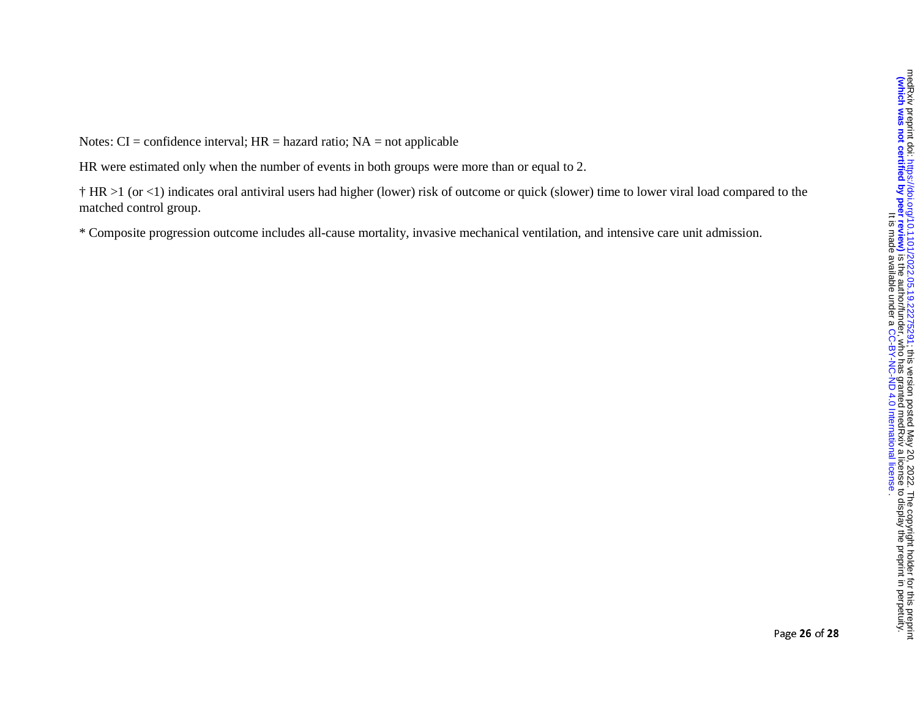Notes: CI = confidence interval; HR = hazard ratio; NA = not applicable

HR were estimated only when the number of events in both groups were more than or equal to 2.

† HR >1 (or <1) indicates oral antiviral users had higher (lower) risk of outcome or quick (slower) time to lower viral load compared to the matched control group.

* Composite progression outcome includes all-cause mortality, invasive mechanical ventilation, and intensive care unit admission.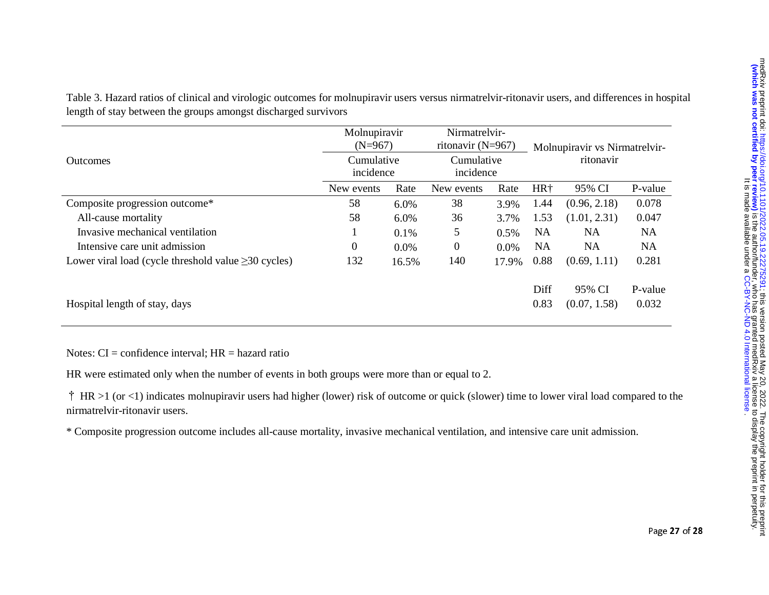Table 3. Hazard ratios of clinical and virologic outcomes for molnupiravir users versus nirmatrelvir-ritonavir users, and differences in hospital length of stay between the groups amongst discharged survivors

| Outcomes | Molnupiravir (N=967) | | Nirmatrelvir-ritonavir (N=967) | | Molnupiravir vs Nirmatrelvir-ritonavir | | |
|---|---|---|---|---|---|---|---|
| | Cumulative incidence | | Cumulative incidence | | | | |
| | New events | Rate | New events | Rate | HR† | 95% CI | P-value |
| Composite progression outcome* | 58 | 6.0% | 38 | 3.9% | 1.44 | (0.96, 2.18) | 0.078 |
| All-cause mortality | 58 | 6.0% | 36 | 3.7% | 1.53 | (1.01, 2.31) | 0.047 |
| Invasive mechanical ventilation | 1 | 0.1% | 5 | 0.5% | NA | NA | NA |
| Intensive care unit admission | 0 | 0.0% | 0 | 0.0% | NA | NA | NA |
| Lower viral load (cycle threshold value ≥30 cycles) | 132 | 16.5% | 140 | 17.9% | 0.88 | (0.69, 1.11) | 0.281 |
| | | | | | Diff | 95% CI | P-value |
| Hospital length of stay, days | | | | | 0.83 | (0.07, 1.58) | 0.032 |

Notes: CI = confidence interval; HR = hazard ratio

HR were estimated only when the number of events in both groups were more than or equal to 2.

† HR >1 (or <1) indicates molnupiravir users had higher (lower) risk of outcome or quick (slower) time to lower viral load compared to the nirmatrelvir-ritonavir users.

* Composite progression outcome includes all-cause mortality, invasive mechanical ventilation, and intensive care unit admission.